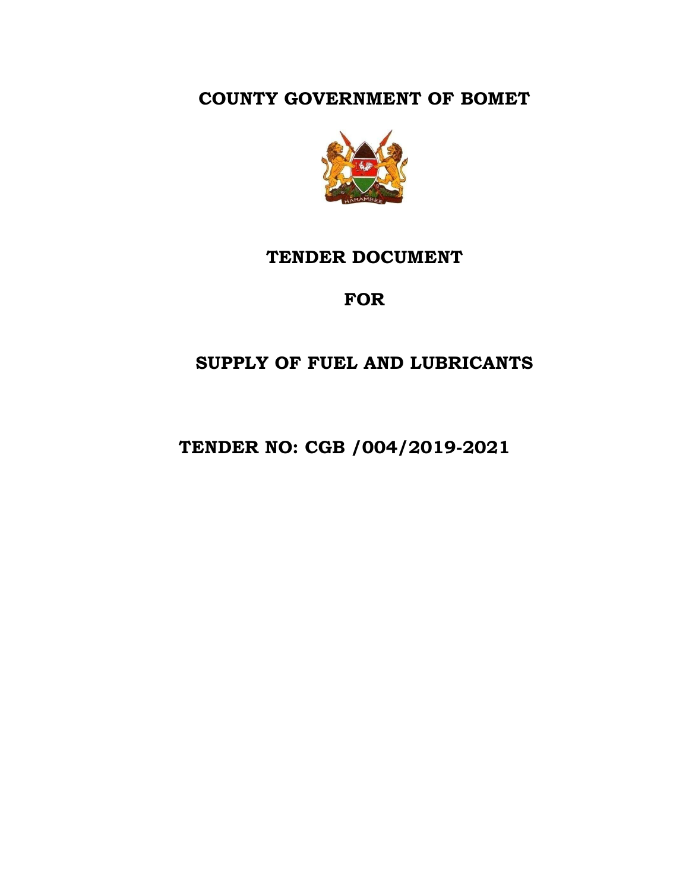# COUNTY GOVERNMENT OF BOMET

## TENDER DOCUMENT

## FOR

## SUPPLY OF FUEL AND LUBRICANTS

## TENDER NO: CGB /004/2019-2021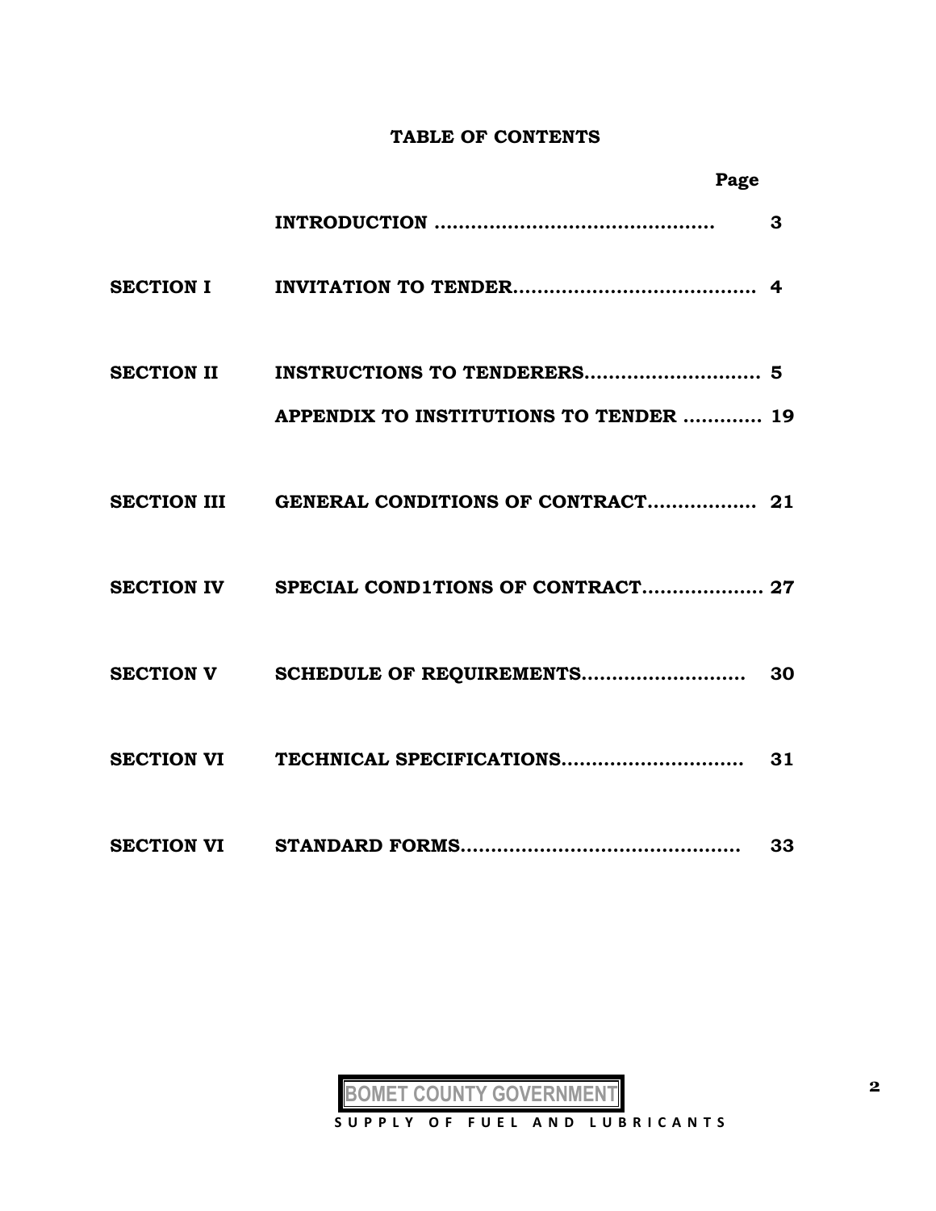# TABLE OF CONTENTS

| | | Page |
|---|---|---|
| | INTRODUCTION ............................................. | 3 |
| SECTION I | INVITATION TO TENDER....................................... | 4 |
| SECTION II | INSTRUCTIONS TO TENDERERS............................. | 5 |
| | APPENDIX TO INSTITUTIONS TO TENDER ............ | 19 |
| SECTION III | GENERAL CONDITIONS OF CONTRACT.................. | 21 |
| SECTION IV | SPECIAL COND1TIONS OF CONTRACT.................... | 27 |
| SECTION V | SCHEDULE OF REQUIREMENTS.......................... | 30 |
| SECTION VI | TECHNICAL SPECIFICATIONS.............................. | 31 |
| SECTION VI | STANDARD FORMS............................................. | 33 |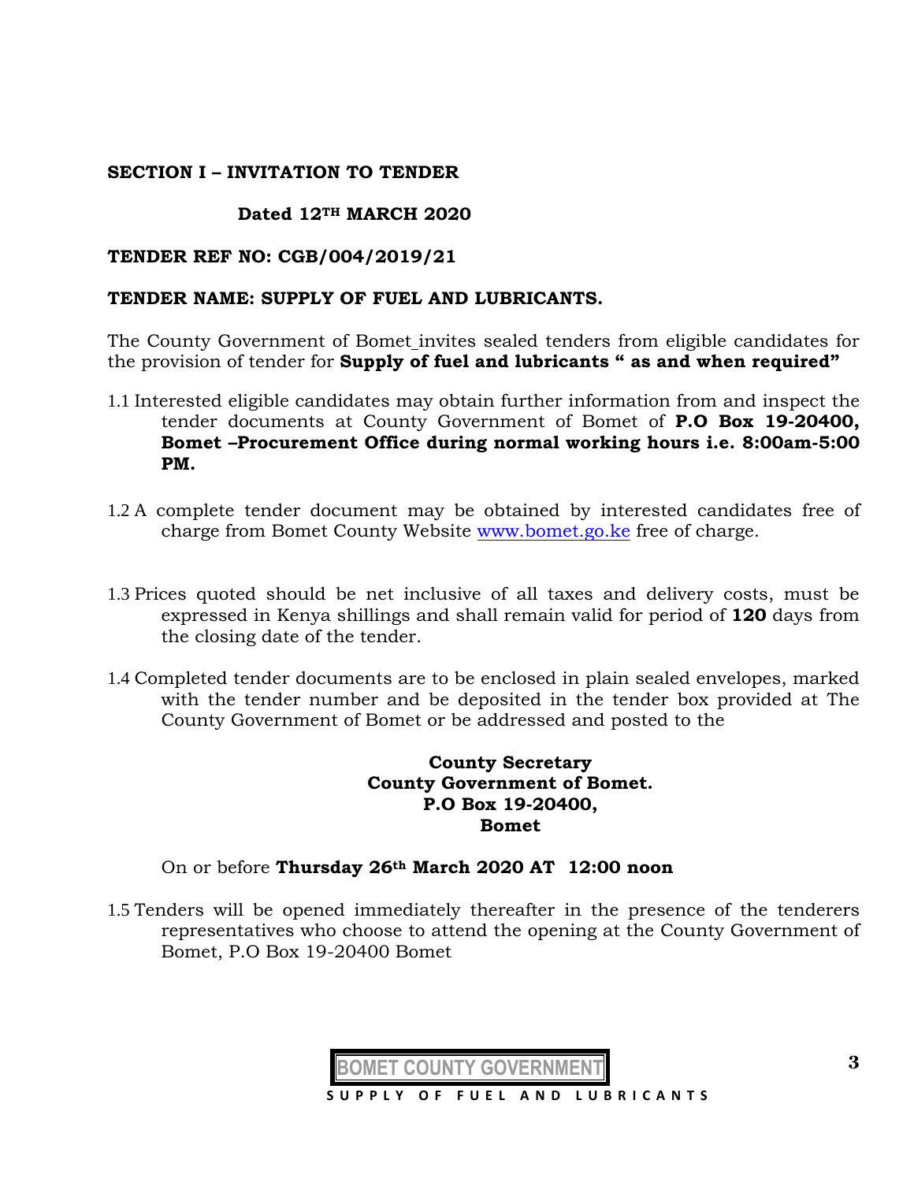## SECTION I – INVITATION TO TENDER

**Dated 12TH MARCH 2020**

**TENDER REF NO: CGB/004/2019/21**

**TENDER NAME: SUPPLY OF FUEL AND LUBRICANTS.**

The County Government of Bomet invites sealed tenders from eligible candidates for the provision of tender for **Supply of fuel and lubricants " as and when required"**

1.1 Interested eligible candidates may obtain further information from and inspect the tender documents at County Government of Bomet of **P.O Box 19-20400, Bomet –Procurement Office during normal working hours i.e. 8:00am-5:00 PM.**

1.2 A complete tender document may be obtained by interested candidates free of charge from Bomet County Website www.bomet.go.ke free of charge.

1.3 Prices quoted should be net inclusive of all taxes and delivery costs, must be expressed in Kenya shillings and shall remain valid for period of **120** days from the closing date of the tender.

1.4 Completed tender documents are to be enclosed in plain sealed envelopes, marked with the tender number and be deposited in the tender box provided at The County Government of Bomet or be addressed and posted to the

**County Secretary**
**County Government of Bomet.**
**P.O Box 19-20400,**
**Bomet**

On or before **Thursday 26th March 2020 AT 12:00 noon**

1.5 Tenders will be opened immediately thereafter in the presence of the tenderers representatives who choose to attend the opening at the County Government of Bomet, P.O Box 19-20400 Bomet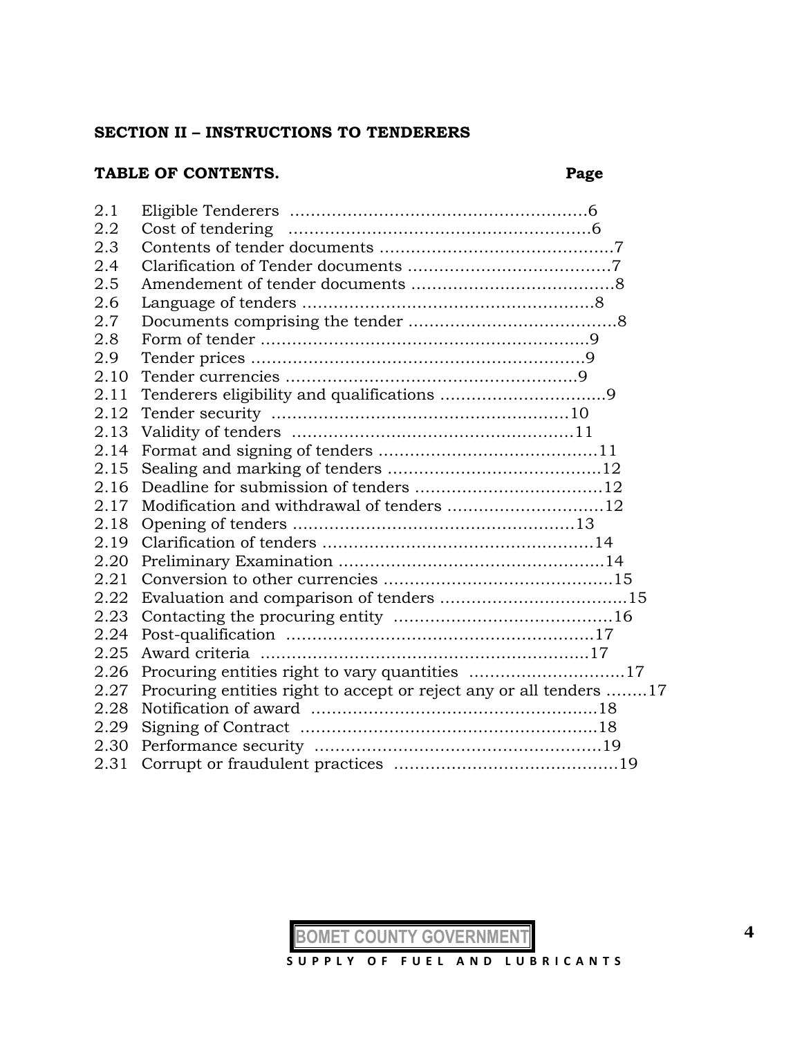**SECTION II – INSTRUCTIONS TO TENDERERS**

**TABLE OF CONTENTS.** **Page**

| | | |
|---|---|---|
| 2.1 | Eligible Tenderers | 6 |
| 2.2 | Cost of tendering | 6 |
| 2.3 | Contents of tender documents | 7 |
| 2.4 | Clarification of Tender documents | 7 |
| 2.5 | Amendement of tender documents | 8 |
| 2.6 | Language of tenders | 8 |
| 2.7 | Documents comprising the tender | 8 |
| 2.8 | Form of tender | 9 |
| 2.9 | Tender prices | 9 |
| 2.10 | Tender currencies | 9 |
| 2.11 | Tenderers eligibility and qualifications | 9 |
| 2.12 | Tender security | 10 |
| 2.13 | Validity of tenders | 11 |
| 2.14 | Format and signing of tenders | 11 |
| 2.15 | Sealing and marking of tenders | 12 |
| 2.16 | Deadline for submission of tenders | 12 |
| 2.17 | Modification and withdrawal of tenders | 12 |
| 2.18 | Opening of tenders | 13 |
| 2.19 | Clarification of tenders | 14 |
| 2.20 | Preliminary Examination | 14 |
| 2.21 | Conversion to other currencies | 15 |
| 2.22 | Evaluation and comparison of tenders | 15 |
| 2.23 | Contacting the procuring entity | 16 |
| 2.24 | Post-qualification | 17 |
| 2.25 | Award criteria | 17 |
| 2.26 | Procuring entities right to vary quantities | 17 |
| 2.27 | Procuring entities right to accept or reject any or all tenders | 17 |
| 2.28 | Notification of award | 18 |
| 2.29 | Signing of Contract | 18 |
| 2.30 | Performance security | 19 |
| 2.31 | Corrupt or fraudulent practices | 19 |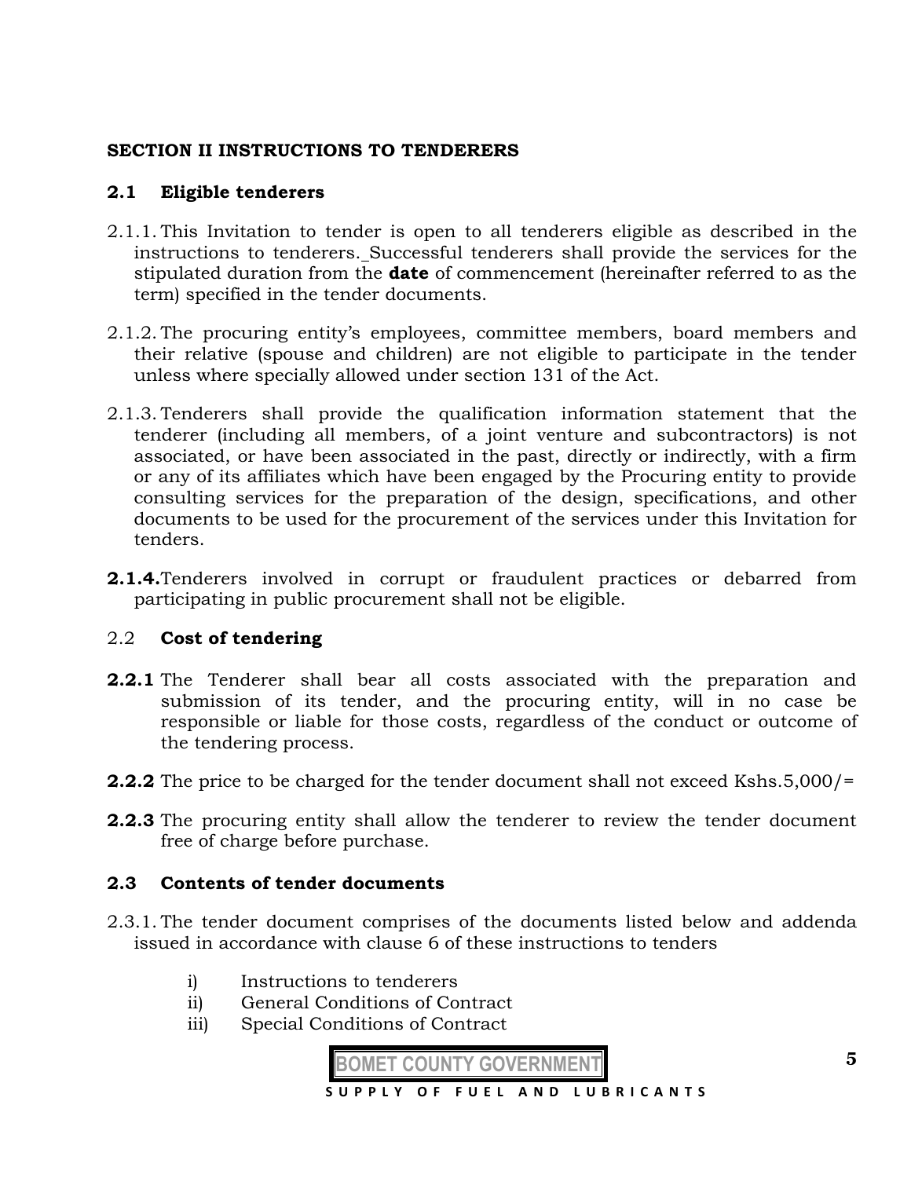## SECTION II INSTRUCTIONS TO TENDERERS

### 2.1 Eligible tenderers

2.1.1. This Invitation to tender is open to all tenderers eligible as described in the instructions to tenderers. Successful tenderers shall provide the services for the stipulated duration from the **date** of commencement (hereinafter referred to as the term) specified in the tender documents.

2.1.2. The procuring entity's employees, committee members, board members and their relative (spouse and children) are not eligible to participate in the tender unless where specially allowed under section 131 of the Act.

2.1.3. Tenderers shall provide the qualification information statement that the tenderer (including all members, of a joint venture and subcontractors) is not associated, or have been associated in the past, directly or indirectly, with a firm or any of its affiliates which have been engaged by the Procuring entity to provide consulting services for the preparation of the design, specifications, and other documents to be used for the procurement of the services under this Invitation for tenders.

**2.1.4.** Tenderers involved in corrupt or fraudulent practices or debarred from participating in public procurement shall not be eligible.

### 2.2 Cost of tendering

**2.2.1** The Tenderer shall bear all costs associated with the preparation and submission of its tender, and the procuring entity, will in no case be responsible or liable for those costs, regardless of the conduct or outcome of the tendering process.

**2.2.2** The price to be charged for the tender document shall not exceed Kshs.5,000/=

**2.2.3** The procuring entity shall allow the tenderer to review the tender document free of charge before purchase.

### 2.3 Contents of tender documents

2.3.1. The tender document comprises of the documents listed below and addenda issued in accordance with clause 6 of these instructions to tenders

i) Instructions to tenderers
ii) General Conditions of Contract
iii) Special Conditions of Contract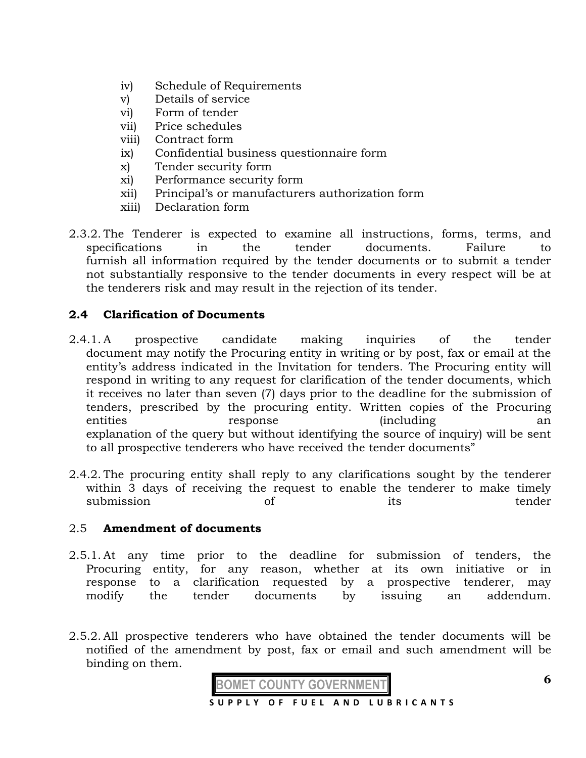iv) Schedule of Requirements
v) Details of service
vi) Form of tender
vii) Price schedules
viii) Contract form
ix) Confidential business questionnaire form
x) Tender security form
xi) Performance security form
xii) Principal's or manufacturers authorization form
xiii) Declaration form

2.3.2. The Tenderer is expected to examine all instructions, forms, terms, and specifications in the tender documents. Failure to furnish all information required by the tender documents or to submit a tender not substantially responsive to the tender documents in every respect will be at the tenderers risk and may result in the rejection of its tender.

**2.4 Clarification of Documents**

2.4.1. A prospective candidate making inquiries of the tender document may notify the Procuring entity in writing or by post, fax or email at the entity's address indicated in the Invitation for tenders. The Procuring entity will respond in writing to any request for clarification of the tender documents, which it receives no later than seven (7) days prior to the deadline for the submission of tenders, prescribed by the procuring entity. Written copies of the Procuring entities response (including an explanation of the query but without identifying the source of inquiry) will be sent to all prospective tenderers who have received the tender documents"

2.4.2. The procuring entity shall reply to any clarifications sought by the tenderer within 3 days of receiving the request to enable the tenderer to make timely submission of its tender

2.5 **Amendment of documents**

2.5.1. At any time prior to the deadline for submission of tenders, the Procuring entity, for any reason, whether at its own initiative or in response to a clarification requested by a prospective tenderer, may modify the tender documents by issuing an addendum.

2.5.2. All prospective tenderers who have obtained the tender documents will be notified of the amendment by post, fax or email and such amendment will be binding on them.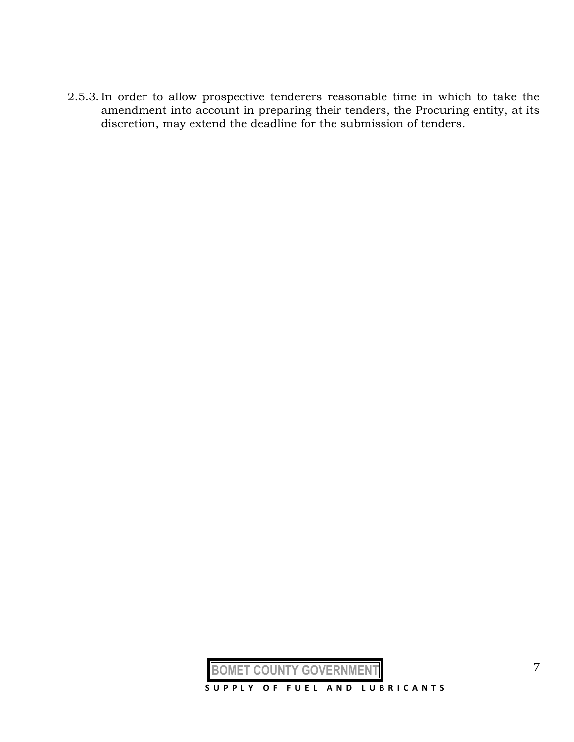2.5.3. In order to allow prospective tenderers reasonable time in which to take the amendment into account in preparing their tenders, the Procuring entity, at its discretion, may extend the deadline for the submission of tenders.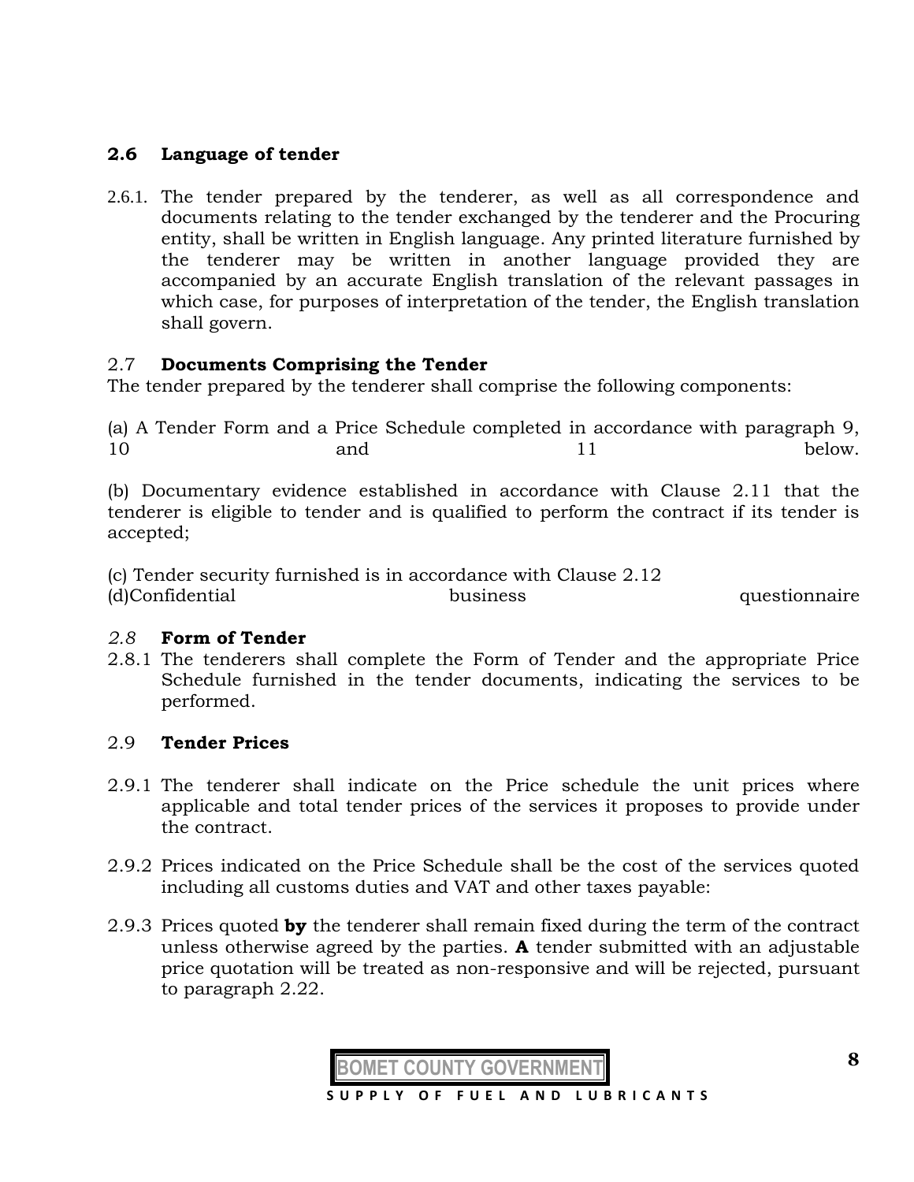### 2.6 Language of tender

2.6.1. The tender prepared by the tenderer, as well as all correspondence and documents relating to the tender exchanged by the tenderer and the Procuring entity, shall be written in English language. Any printed literature furnished by the tenderer may be written in another language provided they are accompanied by an accurate English translation of the relevant passages in which case, for purposes of interpretation of the tender, the English translation shall govern.

### 2.7 Documents Comprising the Tender

The tender prepared by the tenderer shall comprise the following components:

(a) A Tender Form and a Price Schedule completed in accordance with paragraph 9, 10 and 11 below.

(b) Documentary evidence established in accordance with Clause 2.11 that the tenderer is eligible to tender and is qualified to perform the contract if its tender is accepted;

(c) Tender security furnished is in accordance with Clause 2.12
(d)Confidential business questionnaire

### *2.8* Form of Tender

2.8.1 The tenderers shall complete the Form of Tender and the appropriate Price Schedule furnished in the tender documents, indicating the services to be performed.

### 2.9 Tender Prices

2.9.1 The tenderer shall indicate on the Price schedule the unit prices where applicable and total tender prices of the services it proposes to provide under the contract.

2.9.2 Prices indicated on the Price Schedule shall be the cost of the services quoted including all customs duties and VAT and other taxes payable:

2.9.3 Prices quoted **by** the tenderer shall remain fixed during the term of the contract unless otherwise agreed by the parties. **A** tender submitted with an adjustable price quotation will be treated as non-responsive and will be rejected, pursuant to paragraph 2.22.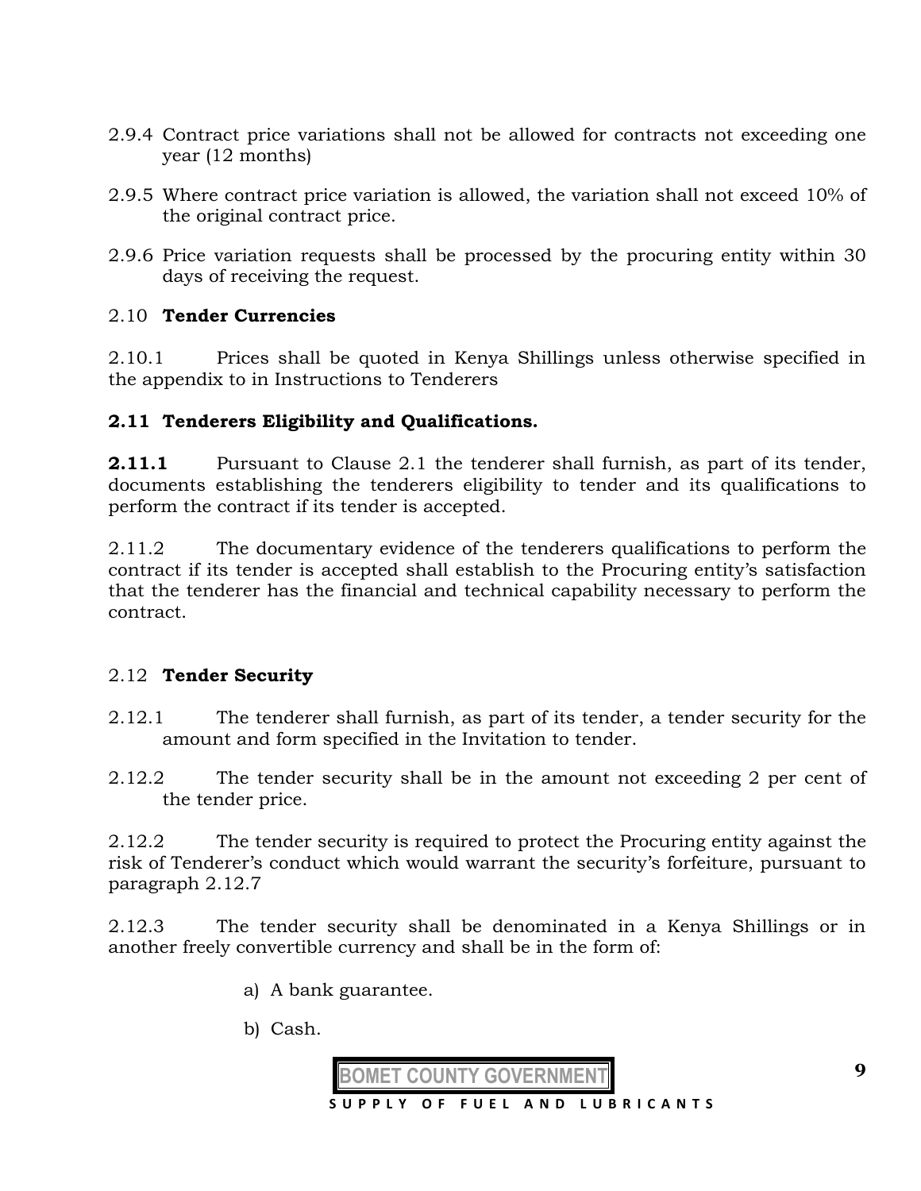2.9.4 Contract price variations shall not be allowed for contracts not exceeding one year (12 months)

2.9.5 Where contract price variation is allowed, the variation shall not exceed 10% of the original contract price.

2.9.6 Price variation requests shall be processed by the procuring entity within 30 days of receiving the request.

2.10 **Tender Currencies**

2.10.1 Prices shall be quoted in Kenya Shillings unless otherwise specified in the appendix to in Instructions to Tenderers

**2.11 Tenderers Eligibility and Qualifications.**

**2.11.1** Pursuant to Clause 2.1 the tenderer shall furnish, as part of its tender, documents establishing the tenderers eligibility to tender and its qualifications to perform the contract if its tender is accepted.

2.11.2 The documentary evidence of the tenderers qualifications to perform the contract if its tender is accepted shall establish to the Procuring entity's satisfaction that the tenderer has the financial and technical capability necessary to perform the contract.

2.12 **Tender Security**

2.12.1 The tenderer shall furnish, as part of its tender, a tender security for the amount and form specified in the Invitation to tender.

2.12.2 The tender security shall be in the amount not exceeding 2 per cent of the tender price.

2.12.2 The tender security is required to protect the Procuring entity against the risk of Tenderer's conduct which would warrant the security's forfeiture, pursuant to paragraph 2.12.7

2.12.3 The tender security shall be denominated in a Kenya Shillings or in another freely convertible currency and shall be in the form of:

a) A bank guarantee.

b) Cash.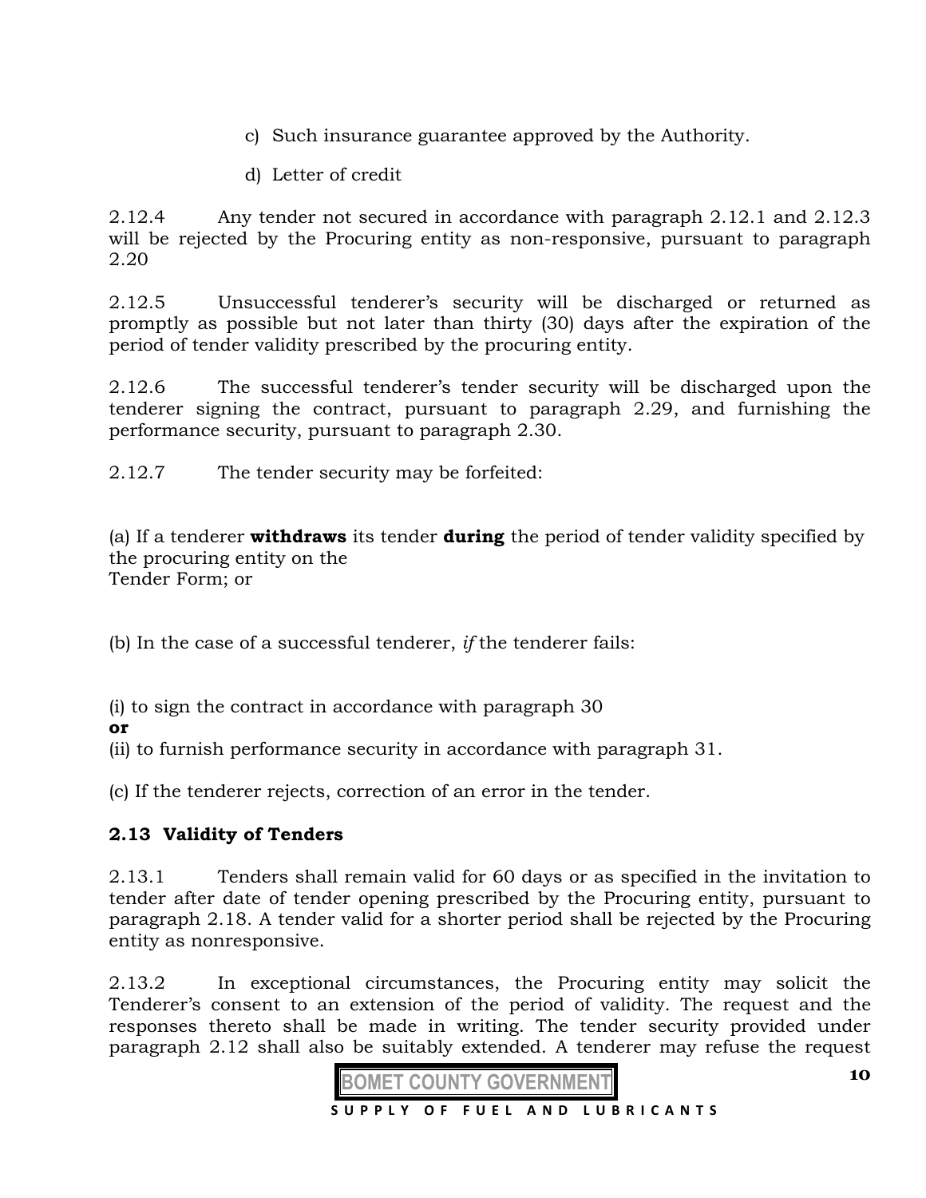c) Such insurance guarantee approved by the Authority.

d) Letter of credit

2.12.4 Any tender not secured in accordance with paragraph 2.12.1 and 2.12.3 will be rejected by the Procuring entity as non-responsive, pursuant to paragraph 2.20

2.12.5 Unsuccessful tenderer's security will be discharged or returned as promptly as possible but not later than thirty (30) days after the expiration of the period of tender validity prescribed by the procuring entity.

2.12.6 The successful tenderer's tender security will be discharged upon the tenderer signing the contract, pursuant to paragraph 2.29, and furnishing the performance security, pursuant to paragraph 2.30.

2.12.7 The tender security may be forfeited:

(a) If a tenderer **withdraws** its tender **during** the period of tender validity specified by the procuring entity on the
Tender Form; or

(b) In the case of a successful tenderer, *if* the tenderer fails:

(i) to sign the contract in accordance with paragraph 30
**or**
(ii) to furnish performance security in accordance with paragraph 31.

(c) If the tenderer rejects, correction of an error in the tender.

## 2.13 Validity of Tenders

2.13.1 Tenders shall remain valid for 60 days or as specified in the invitation to tender after date of tender opening prescribed by the Procuring entity, pursuant to paragraph 2.18. A tender valid for a shorter period shall be rejected by the Procuring entity as nonresponsive.

2.13.2 In exceptional circumstances, the Procuring entity may solicit the Tenderer's consent to an extension of the period of validity. The request and the responses thereto shall be made in writing. The tender security provided under paragraph 2.12 shall also be suitably extended. A tenderer may refuse the request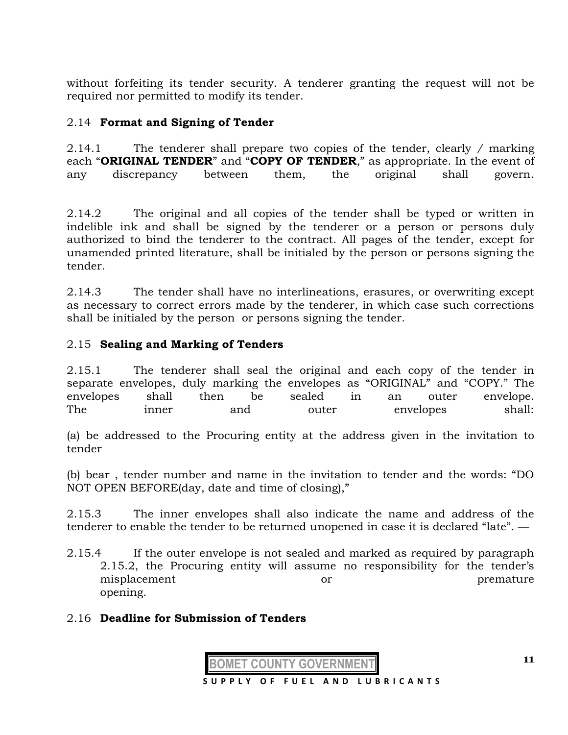without forfeiting its tender security. A tenderer granting the request will not be required nor permitted to modify its tender.

## 2.14 **Format and Signing of Tender**

2.14.1 The tenderer shall prepare two copies of the tender, clearly / marking each "**ORIGINAL TENDER**" and "**COPY OF TENDER**," as appropriate. In the event of any discrepancy between them, the original shall govern.

2.14.2 The original and all copies of the tender shall be typed or written in indelible ink and shall be signed by the tenderer or a person or persons duly authorized to bind the tenderer to the contract. All pages of the tender, except for unamended printed literature, shall be initialed by the person or persons signing the tender.

2.14.3 The tender shall have no interlineations, erasures, or overwriting except as necessary to correct errors made by the tenderer, in which case such corrections shall be initialed by the person or persons signing the tender.

## 2.15 **Sealing and Marking of Tenders**

2.15.1 The tenderer shall seal the original and each copy of the tender in separate envelopes, duly marking the envelopes as "ORIGINAL" and "COPY." The envelopes shall then be sealed in an outer envelope. The inner and outer envelopes shall:

(a) be addressed to the Procuring entity at the address given in the invitation to tender

(b) bear , tender number and name in the invitation to tender and the words: "DO NOT OPEN BEFORE(day, date and time of closing),"

2.15.3 The inner envelopes shall also indicate the name and address of the tenderer to enable the tender to be returned unopened in case it is declared "late". —

2.15.4 If the outer envelope is not sealed and marked as required by paragraph 2.15.2, the Procuring entity will assume no responsibility for the tender's misplacement or premature opening.

## 2.16 **Deadline for Submission of Tenders**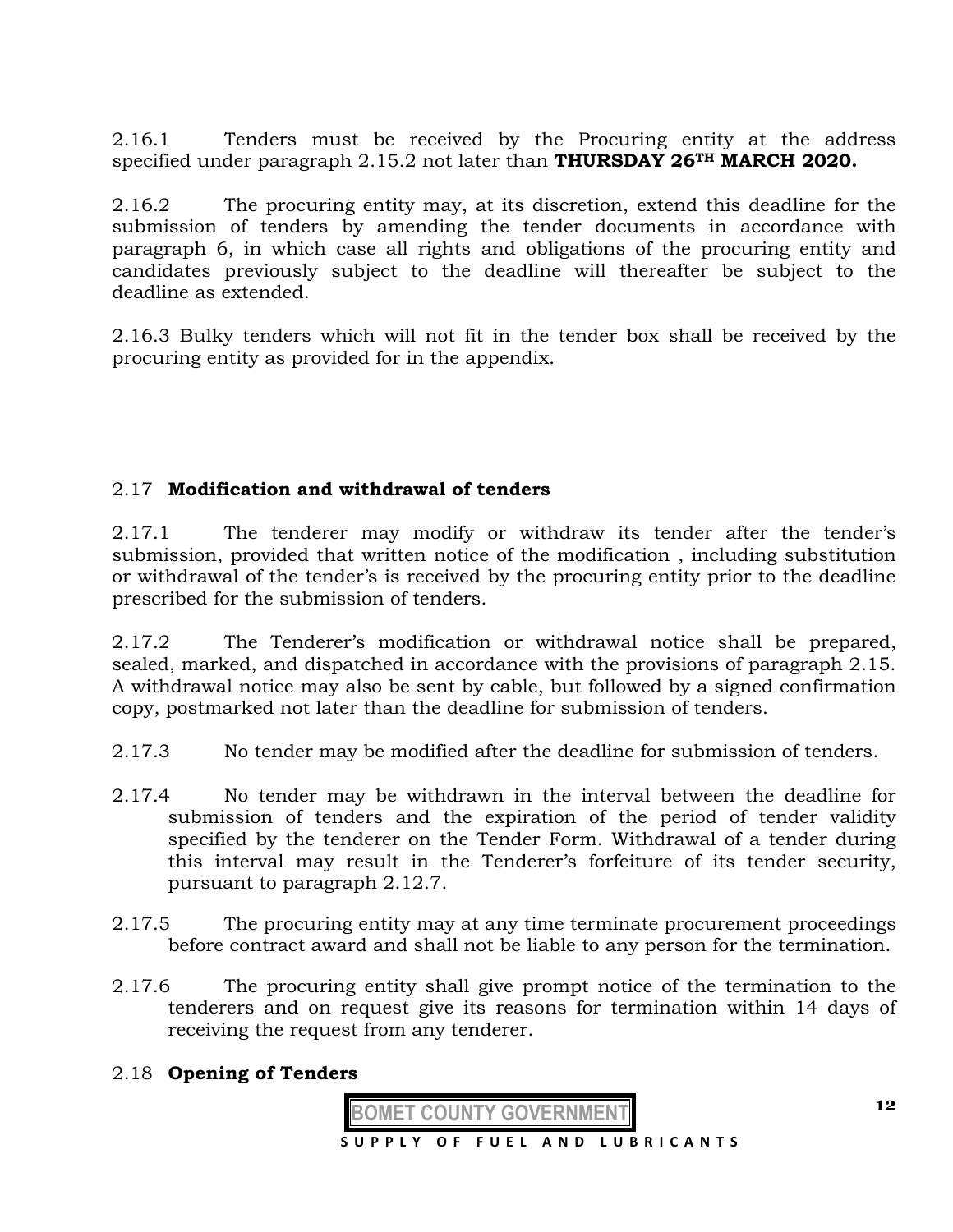2.16.1 Tenders must be received by the Procuring entity at the address specified under paragraph 2.15.2 not later than **THURSDAY 26TH MARCH 2020.**

2.16.2 The procuring entity may, at its discretion, extend this deadline for the submission of tenders by amending the tender documents in accordance with paragraph 6, in which case all rights and obligations of the procuring entity and candidates previously subject to the deadline will thereafter be subject to the deadline as extended.

2.16.3 Bulky tenders which will not fit in the tender box shall be received by the procuring entity as provided for in the appendix.

## 2.17 **Modification and withdrawal of tenders**

2.17.1 The tenderer may modify or withdraw its tender after the tender's submission, provided that written notice of the modification , including substitution or withdrawal of the tender's is received by the procuring entity prior to the deadline prescribed for the submission of tenders.

2.17.2 The Tenderer's modification or withdrawal notice shall be prepared, sealed, marked, and dispatched in accordance with the provisions of paragraph 2.15. A withdrawal notice may also be sent by cable, but followed by a signed confirmation copy, postmarked not later than the deadline for submission of tenders.

2.17.3 No tender may be modified after the deadline for submission of tenders.

2.17.4 No tender may be withdrawn in the interval between the deadline for submission of tenders and the expiration of the period of tender validity specified by the tenderer on the Tender Form. Withdrawal of a tender during this interval may result in the Tenderer's forfeiture of its tender security, pursuant to paragraph 2.12.7.

2.17.5 The procuring entity may at any time terminate procurement proceedings before contract award and shall not be liable to any person for the termination.

2.17.6 The procuring entity shall give prompt notice of the termination to the tenderers and on request give its reasons for termination within 14 days of receiving the request from any tenderer.

## 2.18 **Opening of Tenders**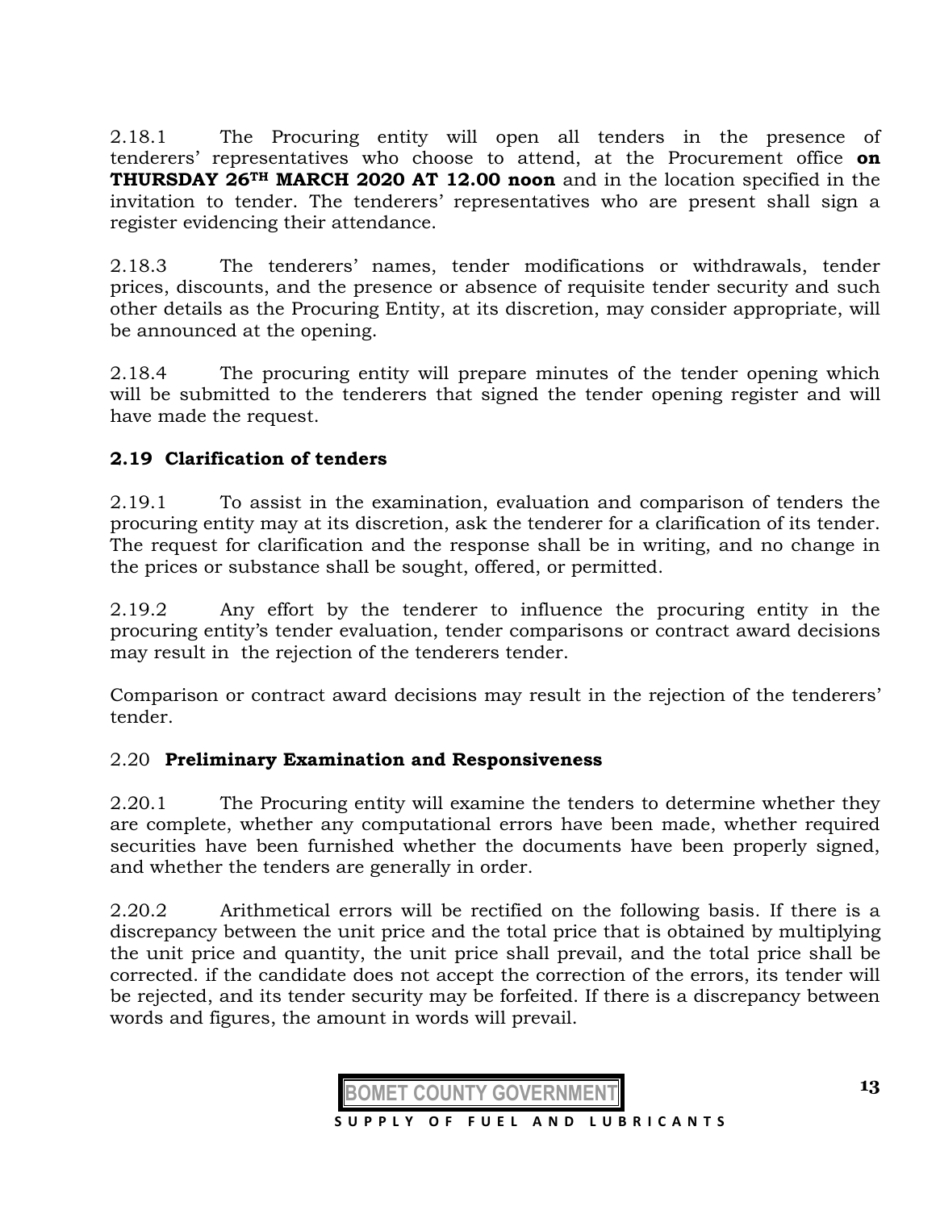2.18.1 The Procuring entity will open all tenders in the presence of tenderers' representatives who choose to attend, at the Procurement office **on THURSDAY 26TH MARCH 2020 AT 12.00 noon** and in the location specified in the invitation to tender. The tenderers' representatives who are present shall sign a register evidencing their attendance.

2.18.3 The tenderers' names, tender modifications or withdrawals, tender prices, discounts, and the presence or absence of requisite tender security and such other details as the Procuring Entity, at its discretion, may consider appropriate, will be announced at the opening.

2.18.4 The procuring entity will prepare minutes of the tender opening which will be submitted to the tenderers that signed the tender opening register and will have made the request.

## 2.19 Clarification of tenders

2.19.1 To assist in the examination, evaluation and comparison of tenders the procuring entity may at its discretion, ask the tenderer for a clarification of its tender. The request for clarification and the response shall be in writing, and no change in the prices or substance shall be sought, offered, or permitted.

2.19.2 Any effort by the tenderer to influence the procuring entity in the procuring entity's tender evaluation, tender comparisons or contract award decisions may result in the rejection of the tenderers tender.

Comparison or contract award decisions may result in the rejection of the tenderers' tender.

## 2.20 Preliminary Examination and Responsiveness

2.20.1 The Procuring entity will examine the tenders to determine whether they are complete, whether any computational errors have been made, whether required securities have been furnished whether the documents have been properly signed, and whether the tenders are generally in order.

2.20.2 Arithmetical errors will be rectified on the following basis. If there is a discrepancy between the unit price and the total price that is obtained by multiplying the unit price and quantity, the unit price shall prevail, and the total price shall be corrected. if the candidate does not accept the correction of the errors, its tender will be rejected, and its tender security may be forfeited. If there is a discrepancy between words and figures, the amount in words will prevail.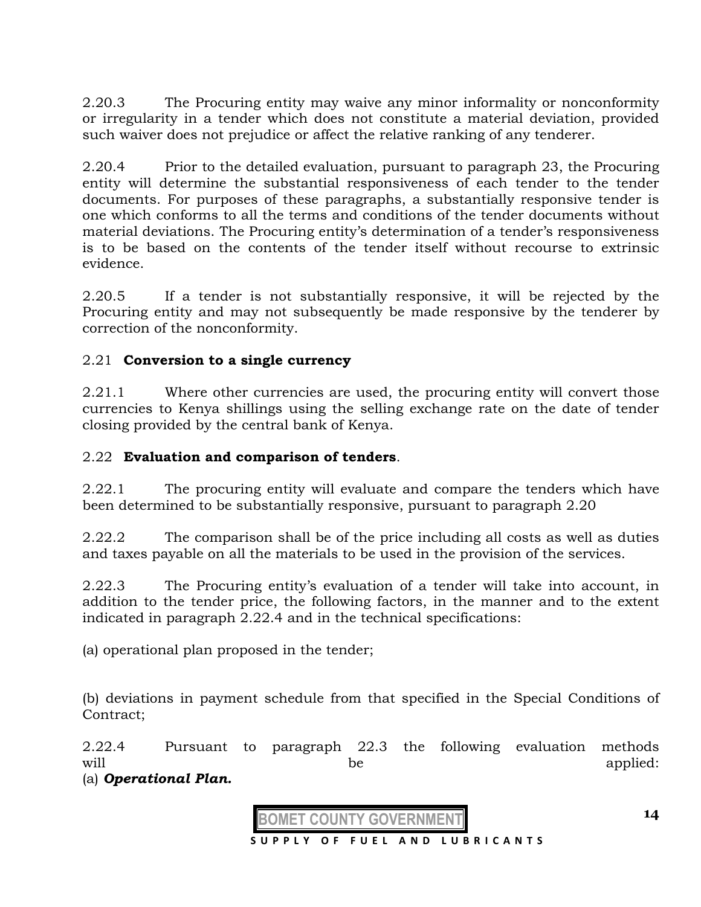2.20.3 The Procuring entity may waive any minor informality or nonconformity or irregularity in a tender which does not constitute a material deviation, provided such waiver does not prejudice or affect the relative ranking of any tenderer.

2.20.4 Prior to the detailed evaluation, pursuant to paragraph 23, the Procuring entity will determine the substantial responsiveness of each tender to the tender documents. For purposes of these paragraphs, a substantially responsive tender is one which conforms to all the terms and conditions of the tender documents without material deviations. The Procuring entity's determination of a tender's responsiveness is to be based on the contents of the tender itself without recourse to extrinsic evidence.

2.20.5 If a tender is not substantially responsive, it will be rejected by the Procuring entity and may not subsequently be made responsive by the tenderer by correction of the nonconformity.

2.21 **Conversion to a single currency**

2.21.1 Where other currencies are used, the procuring entity will convert those currencies to Kenya shillings using the selling exchange rate on the date of tender closing provided by the central bank of Kenya.

2.22 **Evaluation and comparison of tenders**.

2.22.1 The procuring entity will evaluate and compare the tenders which have been determined to be substantially responsive, pursuant to paragraph 2.20

2.22.2 The comparison shall be of the price including all costs as well as duties and taxes payable on all the materials to be used in the provision of the services.

2.22.3 The Procuring entity's evaluation of a tender will take into account, in addition to the tender price, the following factors, in the manner and to the extent indicated in paragraph 2.22.4 and in the technical specifications:

(a) operational plan proposed in the tender;

(b) deviations in payment schedule from that specified in the Special Conditions of Contract;

2.22.4 Pursuant to paragraph 22.3 the following evaluation methods will be applied:

(a) ***Operational Plan.***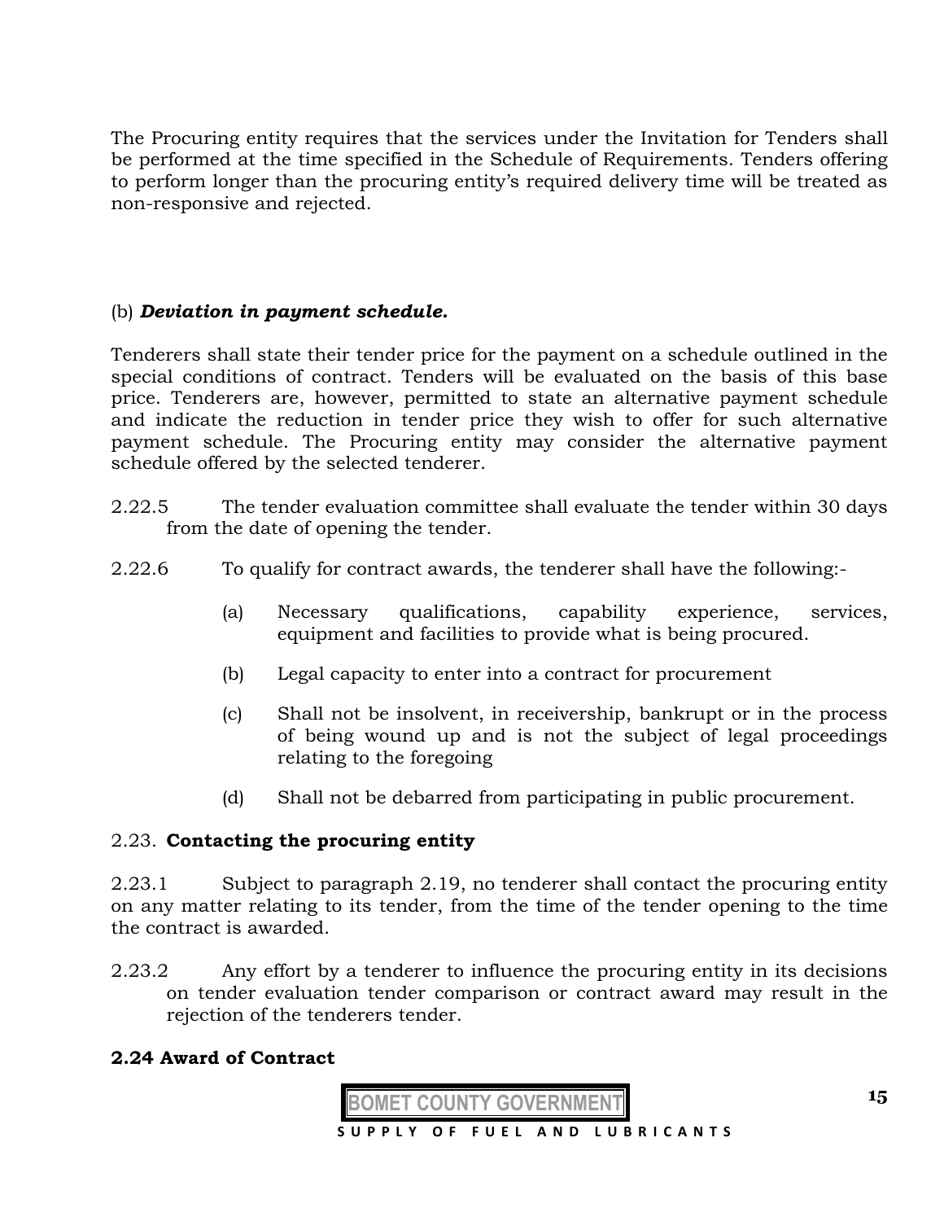The Procuring entity requires that the services under the Invitation for Tenders shall be performed at the time specified in the Schedule of Requirements. Tenders offering to perform longer than the procuring entity's required delivery time will be treated as non-responsive and rejected.

(b) ***Deviation in payment schedule.***

Tenderers shall state their tender price for the payment on a schedule outlined in the special conditions of contract. Tenders will be evaluated on the basis of this base price. Tenderers are, however, permitted to state an alternative payment schedule and indicate the reduction in tender price they wish to offer for such alternative payment schedule. The Procuring entity may consider the alternative payment schedule offered by the selected tenderer.

2.22.5 The tender evaluation committee shall evaluate the tender within 30 days from the date of opening the tender.

2.22.6 To qualify for contract awards, the tenderer shall have the following:-

(a) Necessary qualifications, capability experience, services, equipment and facilities to provide what is being procured.

(b) Legal capacity to enter into a contract for procurement

(c) Shall not be insolvent, in receivership, bankrupt or in the process of being wound up and is not the subject of legal proceedings relating to the foregoing

(d) Shall not be debarred from participating in public procurement.

2.23. **Contacting the procuring entity**

2.23.1 Subject to paragraph 2.19, no tenderer shall contact the procuring entity on any matter relating to its tender, from the time of the tender opening to the time the contract is awarded.

2.23.2 Any effort by a tenderer to influence the procuring entity in its decisions on tender evaluation tender comparison or contract award may result in the rejection of the tenderers tender.

**2.24 Award of Contract**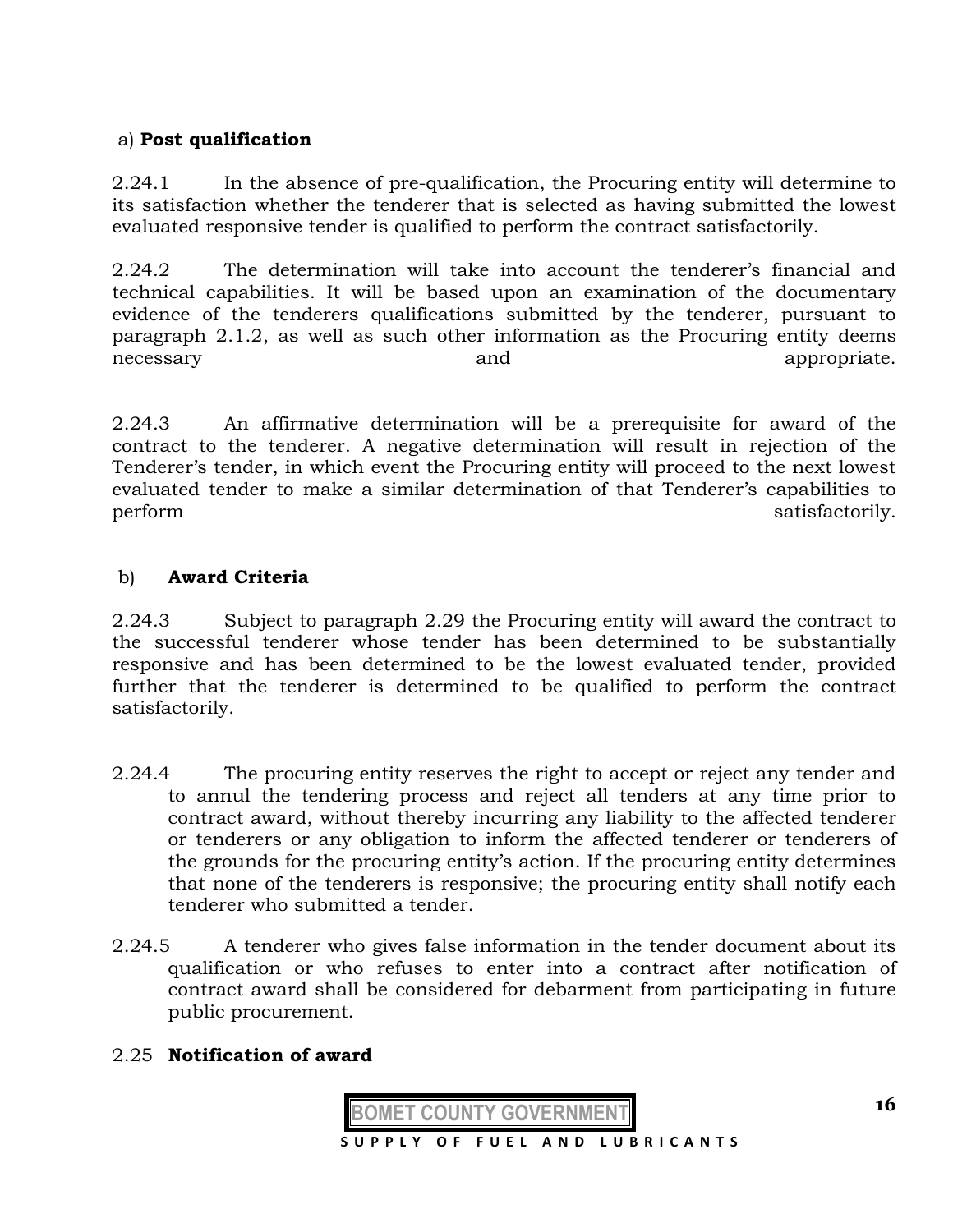a) **Post qualification**

2.24.1 In the absence of pre-qualification, the Procuring entity will determine to its satisfaction whether the tenderer that is selected as having submitted the lowest evaluated responsive tender is qualified to perform the contract satisfactorily.

2.24.2 The determination will take into account the tenderer's financial and technical capabilities. It will be based upon an examination of the documentary evidence of the tenderers qualifications submitted by the tenderer, pursuant to paragraph 2.1.2, as well as such other information as the Procuring entity deems necessary and appropriate.

2.24.3 An affirmative determination will be a prerequisite for award of the contract to the tenderer. A negative determination will result in rejection of the Tenderer's tender, in which event the Procuring entity will proceed to the next lowest evaluated tender to make a similar determination of that Tenderer's capabilities to perform satisfactorily.

b) **Award Criteria**

2.24.3 Subject to paragraph 2.29 the Procuring entity will award the contract to the successful tenderer whose tender has been determined to be substantially responsive and has been determined to be the lowest evaluated tender, provided further that the tenderer is determined to be qualified to perform the contract satisfactorily.

2.24.4 The procuring entity reserves the right to accept or reject any tender and to annul the tendering process and reject all tenders at any time prior to contract award, without thereby incurring any liability to the affected tenderer or tenderers or any obligation to inform the affected tenderer or tenderers of the grounds for the procuring entity's action. If the procuring entity determines that none of the tenderers is responsive; the procuring entity shall notify each tenderer who submitted a tender.

2.24.5 A tenderer who gives false information in the tender document about its qualification or who refuses to enter into a contract after notification of contract award shall be considered for debarment from participating in future public procurement.

2.25 **Notification of award**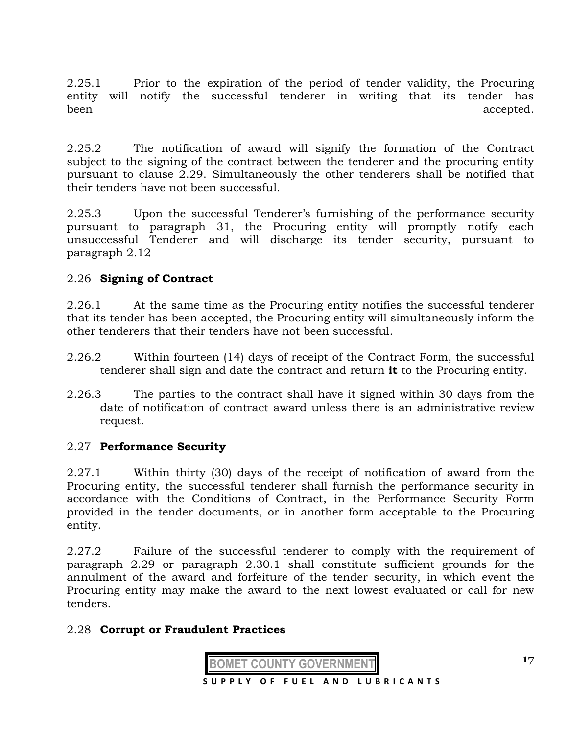2.25.1 Prior to the expiration of the period of tender validity, the Procuring entity will notify the successful tenderer in writing that its tender has been accepted.

2.25.2 The notification of award will signify the formation of the Contract subject to the signing of the contract between the tenderer and the procuring entity pursuant to clause 2.29. Simultaneously the other tenderers shall be notified that their tenders have not been successful.

2.25.3 Upon the successful Tenderer's furnishing of the performance security pursuant to paragraph 31, the Procuring entity will promptly notify each unsuccessful Tenderer and will discharge its tender security, pursuant to paragraph 2.12

2.26 **Signing of Contract**

2.26.1 At the same time as the Procuring entity notifies the successful tenderer that its tender has been accepted, the Procuring entity will simultaneously inform the other tenderers that their tenders have not been successful.

2.26.2 Within fourteen (14) days of receipt of the Contract Form, the successful tenderer shall sign and date the contract and return **it** to the Procuring entity.

2.26.3 The parties to the contract shall have it signed within 30 days from the date of notification of contract award unless there is an administrative review request.

2.27 **Performance Security**

2.27.1 Within thirty (30) days of the receipt of notification of award from the Procuring entity, the successful tenderer shall furnish the performance security in accordance with the Conditions of Contract, in the Performance Security Form provided in the tender documents, or in another form acceptable to the Procuring entity.

2.27.2 Failure of the successful tenderer to comply with the requirement of paragraph 2.29 or paragraph 2.30.1 shall constitute sufficient grounds for the annulment of the award and forfeiture of the tender security, in which event the Procuring entity may make the award to the next lowest evaluated or call for new tenders.

2.28 **Corrupt or Fraudulent Practices**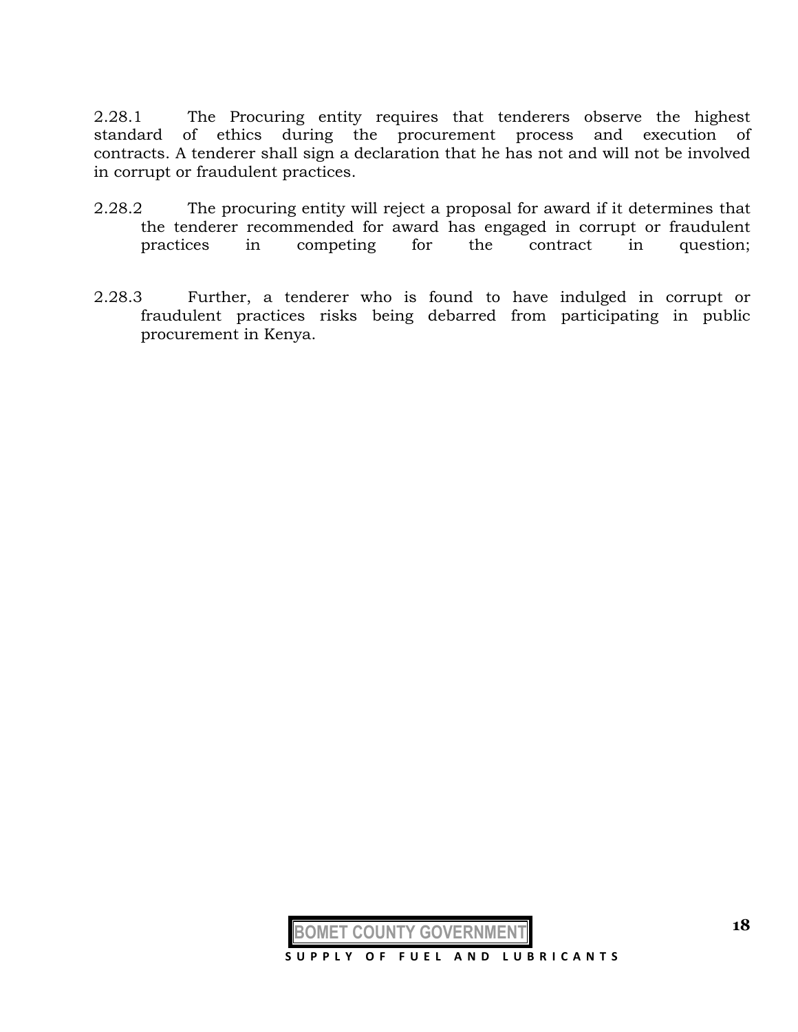2.28.1 The Procuring entity requires that tenderers observe the highest standard of ethics during the procurement process and execution of contracts. A tenderer shall sign a declaration that he has not and will not be involved in corrupt or fraudulent practices.

2.28.2 The procuring entity will reject a proposal for award if it determines that the tenderer recommended for award has engaged in corrupt or fraudulent practices in competing for the contract in question;

2.28.3 Further, a tenderer who is found to have indulged in corrupt or fraudulent practices risks being debarred from participating in public procurement in Kenya.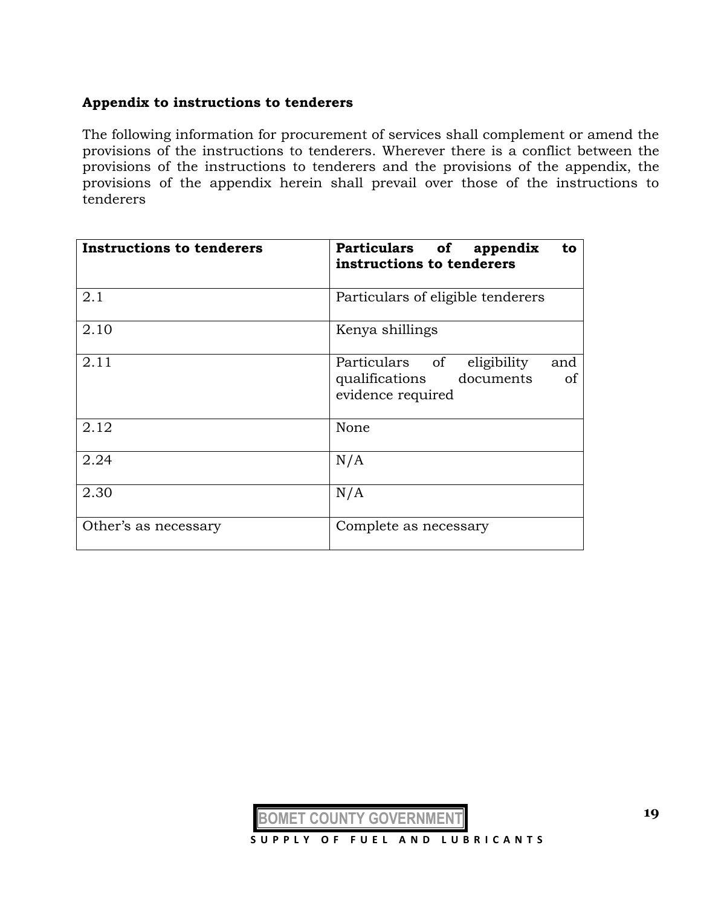**Appendix to instructions to tenderers**

The following information for procurement of services shall complement or amend the provisions of the instructions to tenderers. Wherever there is a conflict between the provisions of the instructions to tenderers and the provisions of the appendix, the provisions of the appendix herein shall prevail over those of the instructions to tenderers

| **Instructions to tenderers** | **Particulars of appendix to instructions to tenderers** |
|---|---|
| 2.1 | Particulars of eligible tenderers |
| 2.10 | Kenya shillings |
| 2.11 | Particulars of eligibility and qualifications documents of evidence required |
| 2.12 | None |
| 2.24 | N/A |
| 2.30 | N/A |
| Other's as necessary | Complete as necessary |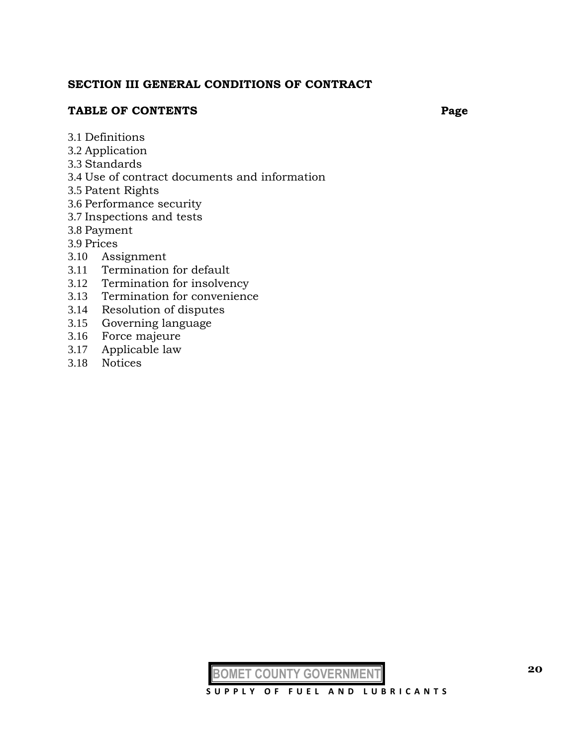## SECTION III GENERAL CONDITIONS OF CONTRACT

**TABLE OF CONTENTS** **Page**

3.1 Definitions
3.2 Application
3.3 Standards
3.4 Use of contract documents and information
3.5 Patent Rights
3.6 Performance security
3.7 Inspections and tests
3.8 Payment
3.9 Prices
3.10 Assignment
3.11 Termination for default
3.12 Termination for insolvency
3.13 Termination for convenience
3.14 Resolution of disputes
3.15 Governing language
3.16 Force majeure
3.17 Applicable law
3.18 Notices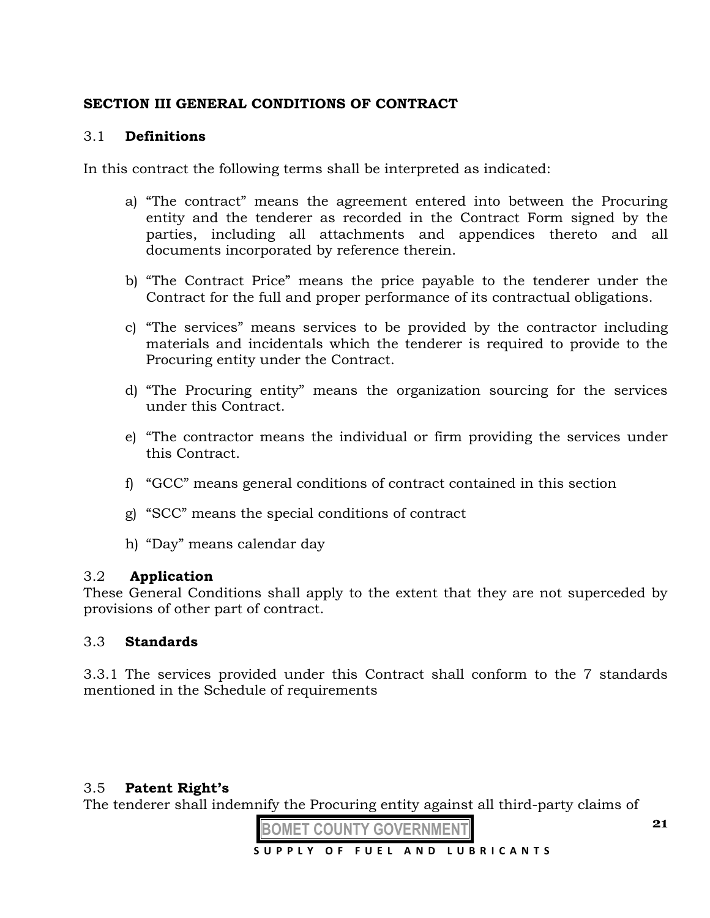**SECTION III GENERAL CONDITIONS OF CONTRACT**

3.1 **Definitions**

In this contract the following terms shall be interpreted as indicated:

a) "The contract" means the agreement entered into between the Procuring entity and the tenderer as recorded in the Contract Form signed by the parties, including all attachments and appendices thereto and all documents incorporated by reference therein.

b) "The Contract Price" means the price payable to the tenderer under the Contract for the full and proper performance of its contractual obligations.

c) "The services" means services to be provided by the contractor including materials and incidentals which the tenderer is required to provide to the Procuring entity under the Contract.

d) "The Procuring entity" means the organization sourcing for the services under this Contract.

e) "The contractor means the individual or firm providing the services under this Contract.

f) "GCC" means general conditions of contract contained in this section

g) "SCC" means the special conditions of contract

h) "Day" means calendar day

3.2 **Application**
These General Conditions shall apply to the extent that they are not superceded by provisions of other part of contract.

3.3 **Standards**

3.3.1 The services provided under this Contract shall conform to the 7 standards mentioned in the Schedule of requirements

3.5 **Patent Right's**
The tenderer shall indemnify the Procuring entity against all third-party claims of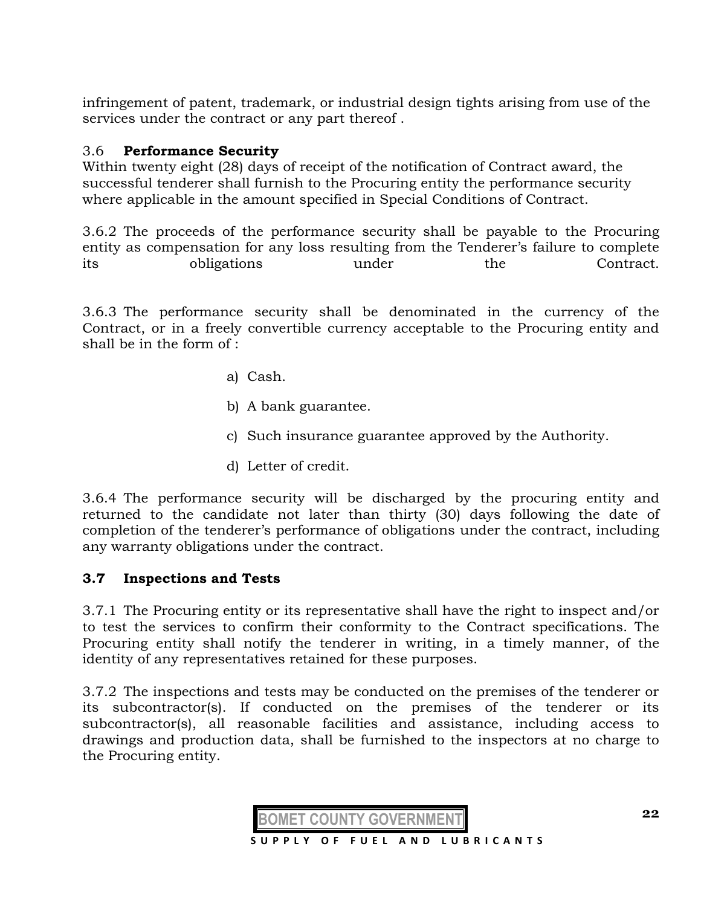infringement of patent, trademark, or industrial design tights arising from use of the services under the contract or any part thereof .

### 3.6 Performance Security

Within twenty eight (28) days of receipt of the notification of Contract award, the successful tenderer shall furnish to the Procuring entity the performance security where applicable in the amount specified in Special Conditions of Contract.

3.6.2 The proceeds of the performance security shall be payable to the Procuring entity as compensation for any loss resulting from the Tenderer's failure to complete its obligations under the Contract.

3.6.3 The performance security shall be denominated in the currency of the Contract, or in a freely convertible currency acceptable to the Procuring entity and shall be in the form of :

a) Cash.

b) A bank guarantee.

c) Such insurance guarantee approved by the Authority.

d) Letter of credit.

3.6.4 The performance security will be discharged by the procuring entity and returned to the candidate not later than thirty (30) days following the date of completion of the tenderer's performance of obligations under the contract, including any warranty obligations under the contract.

### 3.7 Inspections and Tests

3.7.1 The Procuring entity or its representative shall have the right to inspect and/or to test the services to confirm their conformity to the Contract specifications. The Procuring entity shall notify the tenderer in writing, in a timely manner, of the identity of any representatives retained for these purposes.

3.7.2 The inspections and tests may be conducted on the premises of the tenderer or its subcontractor(s). If conducted on the premises of the tenderer or its subcontractor(s), all reasonable facilities and assistance, including access to drawings and production data, shall be furnished to the inspectors at no charge to the Procuring entity.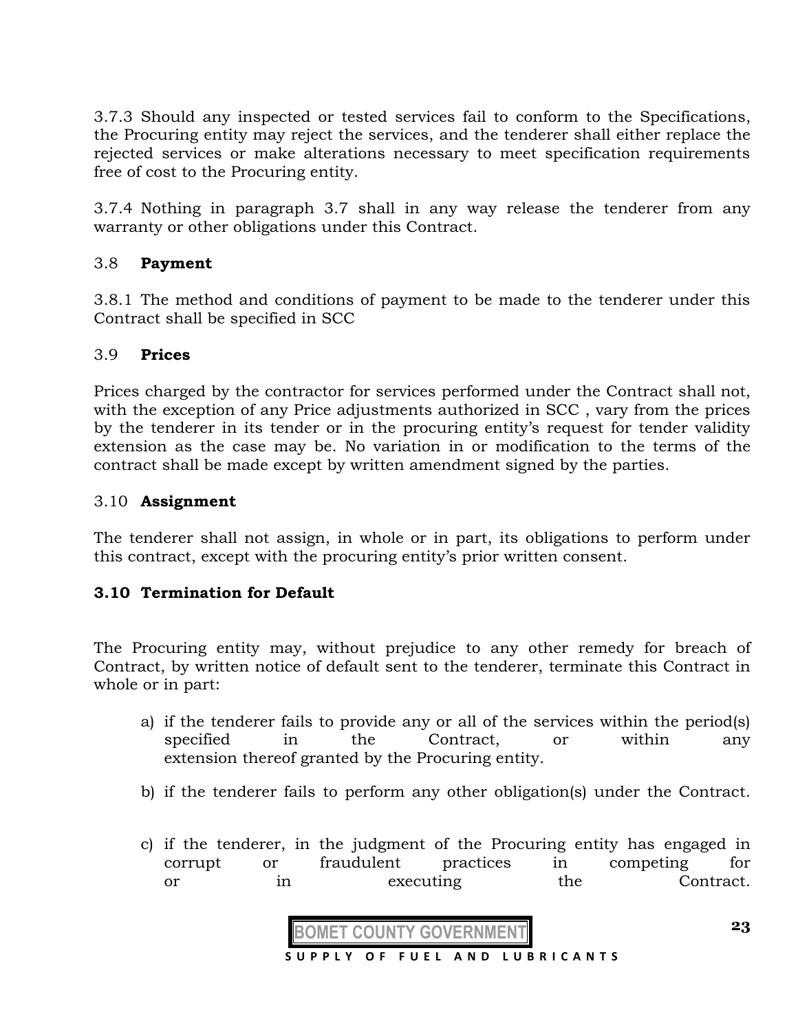3.7.3 Should any inspected or tested services fail to conform to the Specifications, the Procuring entity may reject the services, and the tenderer shall either replace the rejected services or make alterations necessary to meet specification requirements free of cost to the Procuring entity.

3.7.4 Nothing in paragraph 3.7 shall in any way release the tenderer from any warranty or other obligations under this Contract.

3.8 **Payment**

3.8.1 The method and conditions of payment to be made to the tenderer under this Contract shall be specified in SCC

3.9 **Prices**

Prices charged by the contractor for services performed under the Contract shall not, with the exception of any Price adjustments authorized in SCC , vary from the prices by the tenderer in its tender or in the procuring entity's request for tender validity extension as the case may be. No variation in or modification to the terms of the contract shall be made except by written amendment signed by the parties.

3.10 **Assignment**

The tenderer shall not assign, in whole or in part, its obligations to perform under this contract, except with the procuring entity's prior written consent.

**3.10 Termination for Default**

The Procuring entity may, without prejudice to any other remedy for breach of Contract, by written notice of default sent to the tenderer, terminate this Contract in whole or in part:

a) if the tenderer fails to provide any or all of the services within the period(s) specified in the Contract, or within any extension thereof granted by the Procuring entity.

b) if the tenderer fails to perform any other obligation(s) under the Contract.

c) if the tenderer, in the judgment of the Procuring entity has engaged in corrupt or fraudulent practices in competing for or in executing the Contract.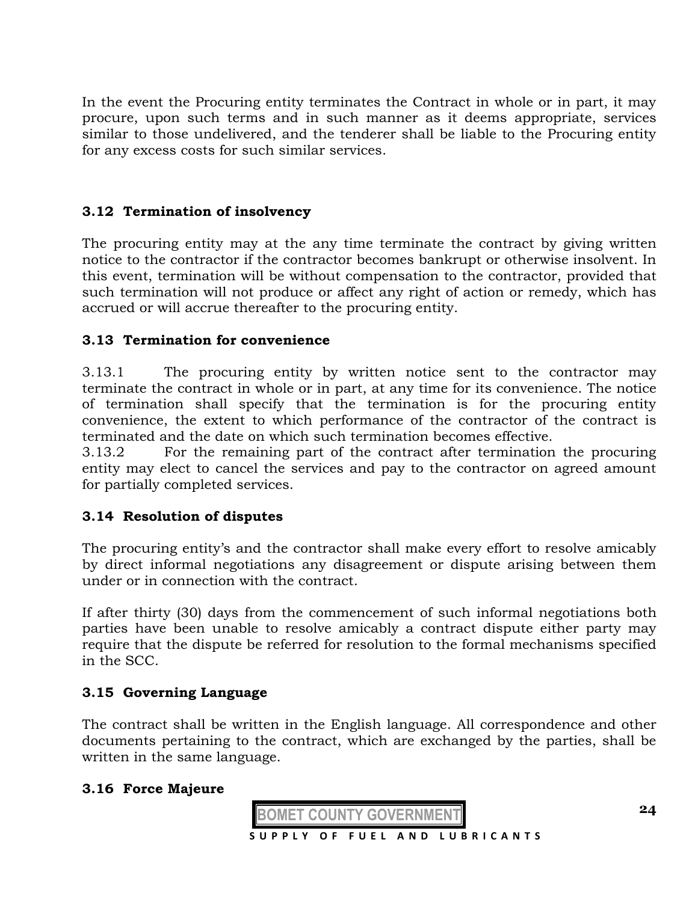In the event the Procuring entity terminates the Contract in whole or in part, it may procure, upon such terms and in such manner as it deems appropriate, services similar to those undelivered, and the tenderer shall be liable to the Procuring entity for any excess costs for such similar services.

### 3.12 Termination of insolvency

The procuring entity may at the any time terminate the contract by giving written notice to the contractor if the contractor becomes bankrupt or otherwise insolvent. In this event, termination will be without compensation to the contractor, provided that such termination will not produce or affect any right of action or remedy, which has accrued or will accrue thereafter to the procuring entity.

### 3.13 Termination for convenience

3.13.1 The procuring entity by written notice sent to the contractor may terminate the contract in whole or in part, at any time for its convenience. The notice of termination shall specify that the termination is for the procuring entity convenience, the extent to which performance of the contractor of the contract is terminated and the date on which such termination becomes effective.

3.13.2 For the remaining part of the contract after termination the procuring entity may elect to cancel the services and pay to the contractor on agreed amount for partially completed services.

### 3.14 Resolution of disputes

The procuring entity's and the contractor shall make every effort to resolve amicably by direct informal negotiations any disagreement or dispute arising between them under or in connection with the contract.

If after thirty (30) days from the commencement of such informal negotiations both parties have been unable to resolve amicably a contract dispute either party may require that the dispute be referred for resolution to the formal mechanisms specified in the SCC.

### 3.15 Governing Language

The contract shall be written in the English language. All correspondence and other documents pertaining to the contract, which are exchanged by the parties, shall be written in the same language.

### 3.16 Force Majeure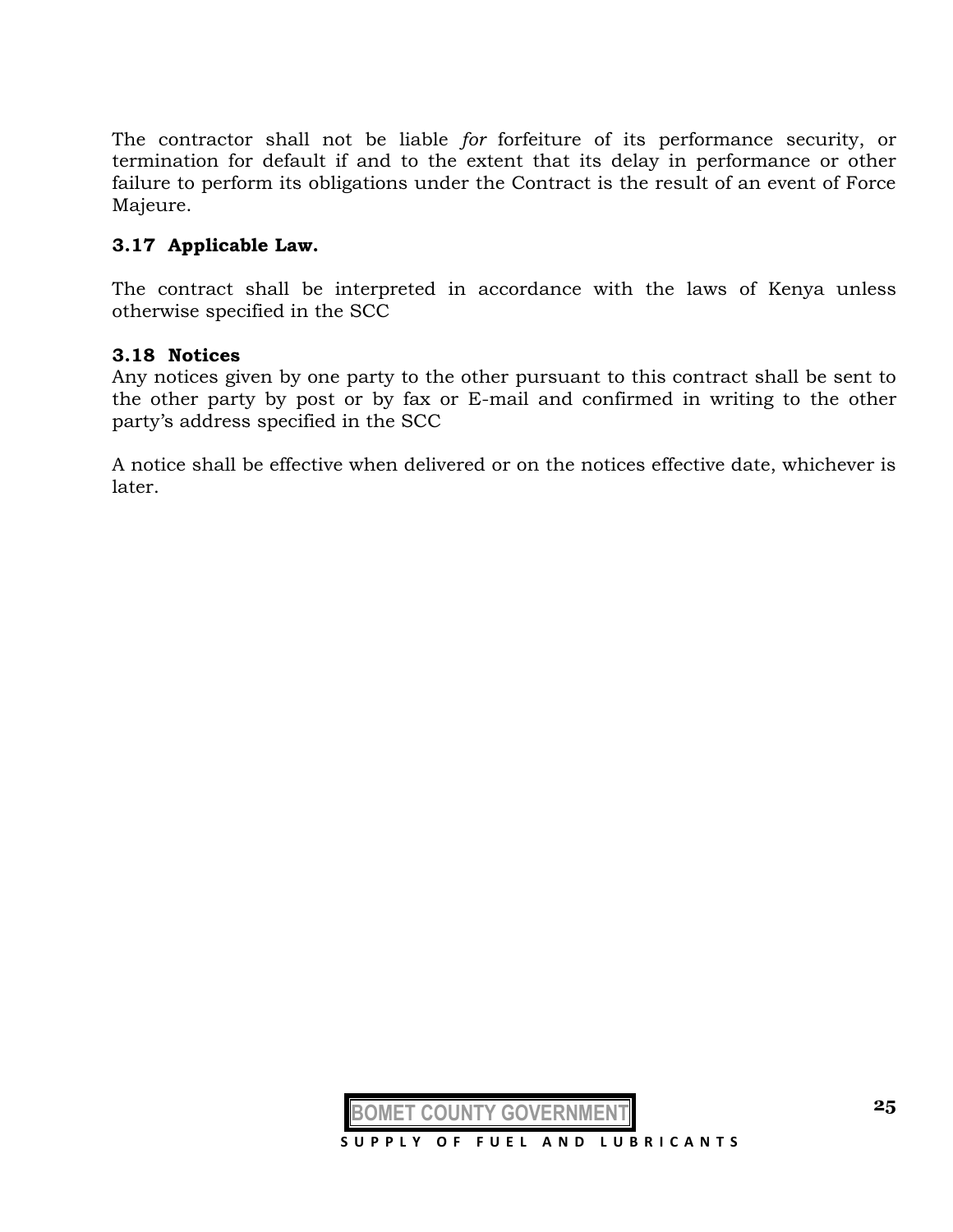The contractor shall not be liable *for* forfeiture of its performance security, or termination for default if and to the extent that its delay in performance or other failure to perform its obligations under the Contract is the result of an event of Force Majeure.

**3.17 Applicable Law.**

The contract shall be interpreted in accordance with the laws of Kenya unless otherwise specified in the SCC

**3.18 Notices**

Any notices given by one party to the other pursuant to this contract shall be sent to the other party by post or by fax or E-mail and confirmed in writing to the other party's address specified in the SCC

A notice shall be effective when delivered or on the notices effective date, whichever is later.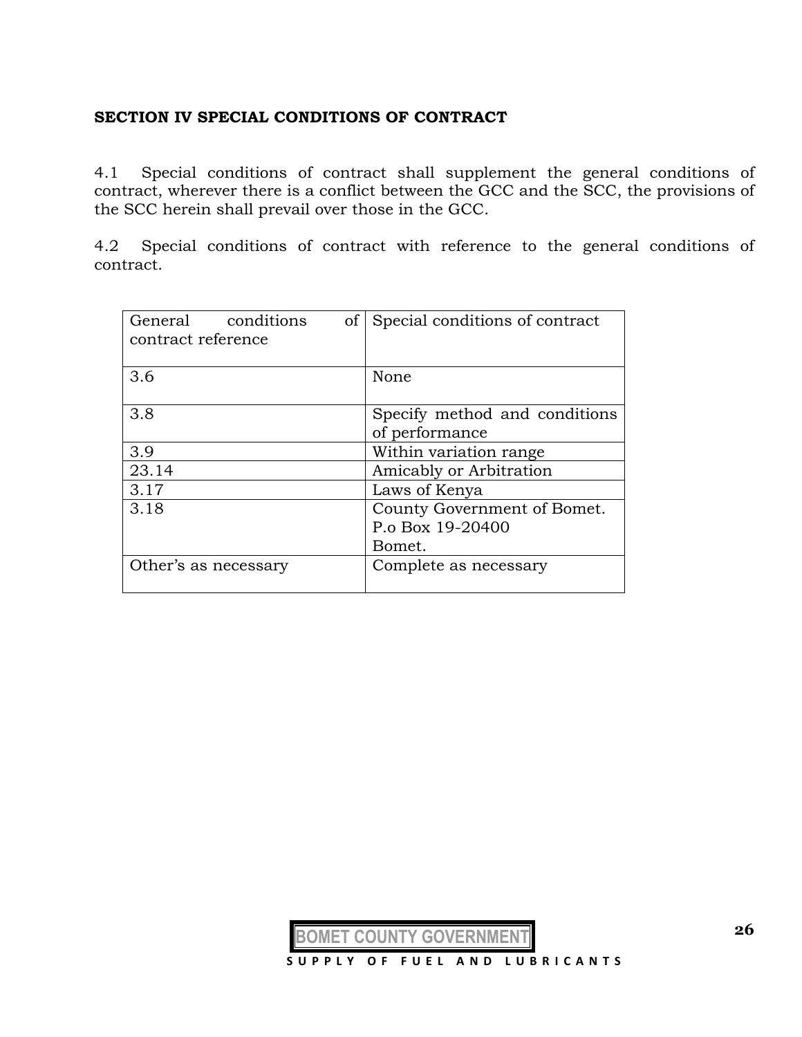## SECTION IV SPECIAL CONDITIONS OF CONTRACT

4.1 Special conditions of contract shall supplement the general conditions of contract, wherever there is a conflict between the GCC and the SCC, the provisions of the SCC herein shall prevail over those in the GCC.

4.2 Special conditions of contract with reference to the general conditions of contract.

| General conditions of contract reference | Special conditions of contract |
|---|---|
| 3.6 | None |
| 3.8 | Specify method and conditions of performance |
| 3.9 | Within variation range |
| 23.14 | Amicably or Arbitration |
| 3.17 | Laws of Kenya |
| 3.18 | County Government of Bomet.<br>P.o Box 19-20400<br>Bomet. |
| Other's as necessary | Complete as necessary |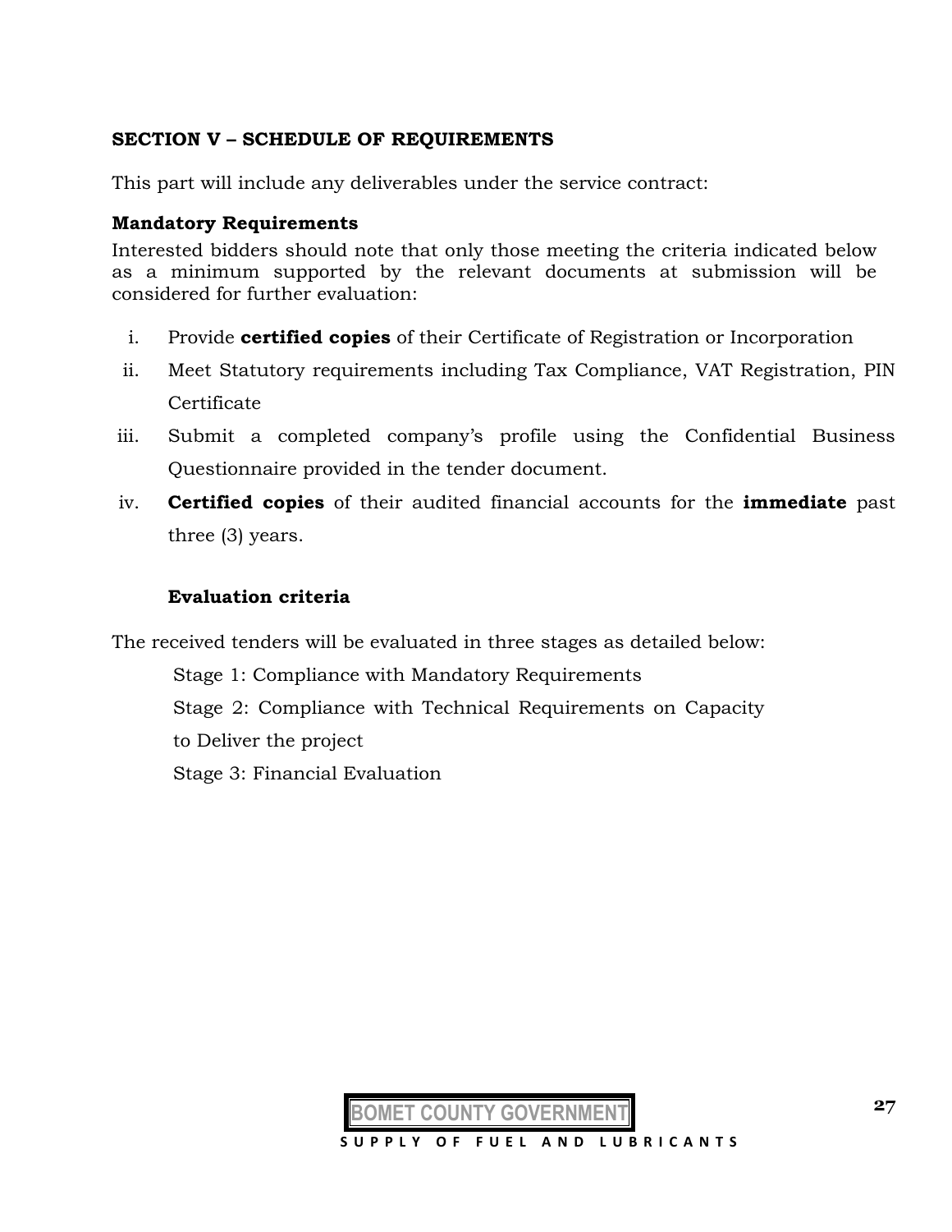## SECTION V – SCHEDULE OF REQUIREMENTS

This part will include any deliverables under the service contract:

**Mandatory Requirements**

Interested bidders should note that only those meeting the criteria indicated below as a minimum supported by the relevant documents at submission will be considered for further evaluation:

i. Provide **certified copies** of their Certificate of Registration or Incorporation
ii. Meet Statutory requirements including Tax Compliance, VAT Registration, PIN Certificate
iii. Submit a completed company's profile using the Confidential Business Questionnaire provided in the tender document.
iv. **Certified copies** of their audited financial accounts for the **immediate** past three (3) years.

**Evaluation criteria**

The received tenders will be evaluated in three stages as detailed below:

Stage 1: Compliance with Mandatory Requirements

Stage 2: Compliance with Technical Requirements on Capacity to Deliver the project

Stage 3: Financial Evaluation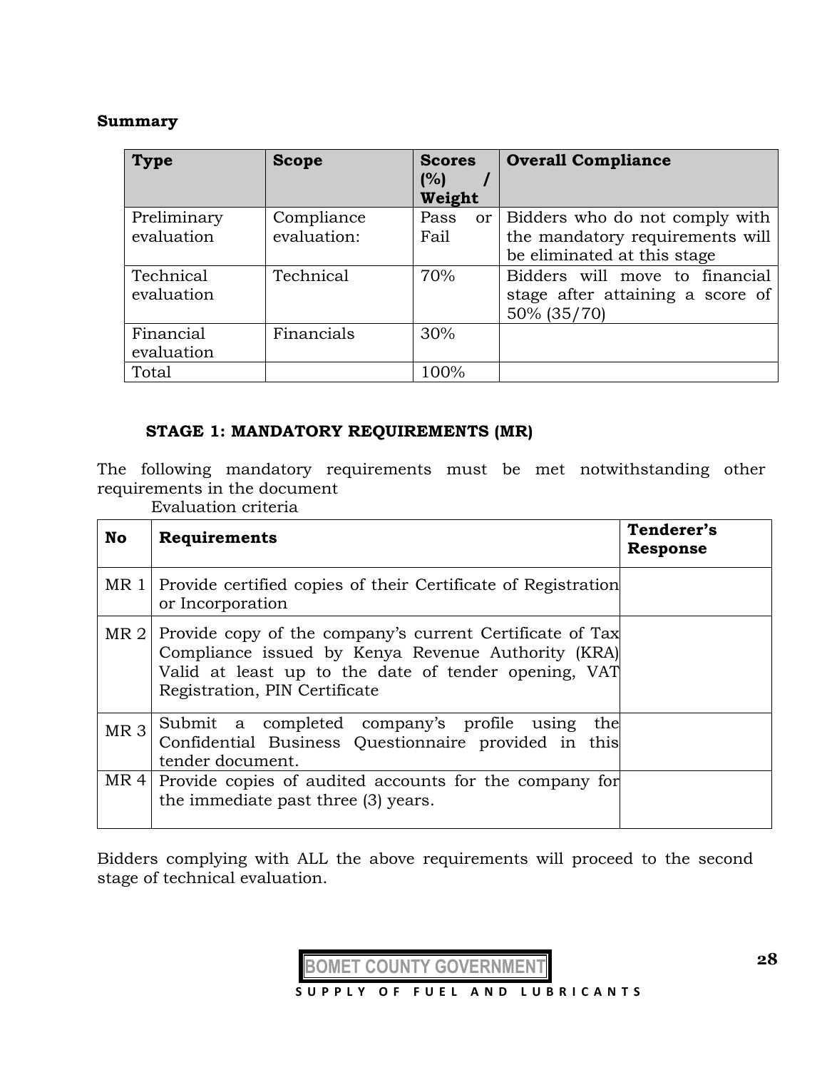**Summary**

| Type | Scope | Scores (%) / Weight | Overall Compliance |
|---|---|---|---|
| Preliminary evaluation | Compliance evaluation: | Pass or Fail | Bidders who do not comply with the mandatory requirements will be eliminated at this stage |
| Technical evaluation | Technical | 70% | Bidders will move to financial stage after attaining a score of 50% (35/70) |
| Financial evaluation | Financials | 30% | |
| Total | | 100% | |

### STAGE 1: MANDATORY REQUIREMENTS (MR)

The following mandatory requirements must be met notwithstanding other requirements in the document

Evaluation criteria

| No | Requirements | Tenderer's Response |
|---|---|---|
| MR 1 | Provide certified copies of their Certificate of Registration or Incorporation | |
| MR 2 | Provide copy of the company's current Certificate of Tax Compliance issued by Kenya Revenue Authority (KRA) Valid at least up to the date of tender opening, VAT Registration, PIN Certificate | |
| MR 3 | Submit a completed company's profile using the Confidential Business Questionnaire provided in this tender document. | |
| MR 4 | Provide copies of audited accounts for the company for the immediate past three (3) years. | |

Bidders complying with ALL the above requirements will proceed to the second stage of technical evaluation.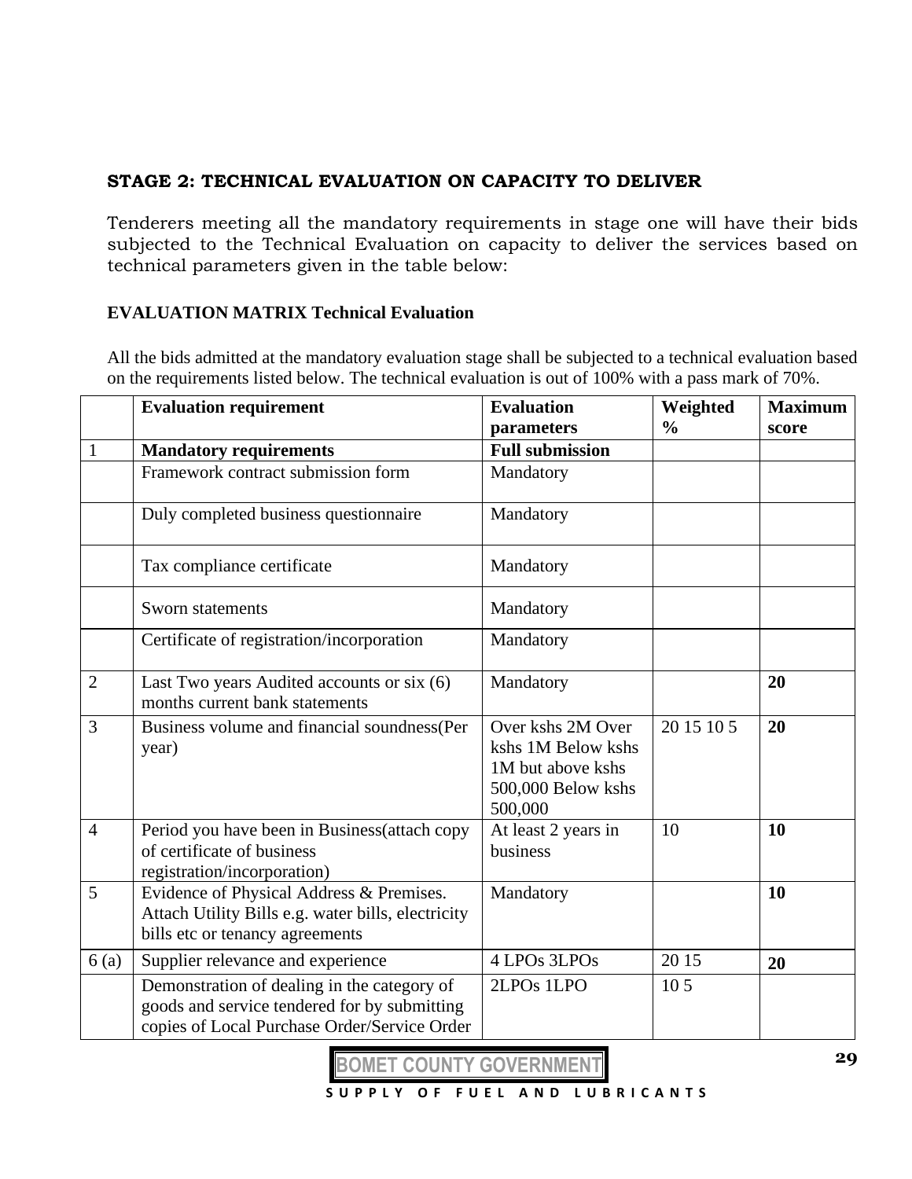**STAGE 2: TECHNICAL EVALUATION ON CAPACITY TO DELIVER**

Tenderers meeting all the mandatory requirements in stage one will have their bids subjected to the Technical Evaluation on capacity to deliver the services based on technical parameters given in the table below:

**EVALUATION MATRIX Technical Evaluation**

All the bids admitted at the mandatory evaluation stage shall be subjected to a technical evaluation based on the requirements listed below. The technical evaluation is out of 100% with a pass mark of 70%.

| | Evaluation requirement | Evaluation parameters | Weighted % | Maximum score |
|---|---|---|---|---|
| 1 | **Mandatory requirements** | **Full submission** | | |
| | Framework contract submission form | Mandatory | | |
| | Duly completed business questionnaire | Mandatory | | |
| | Tax compliance certificate | Mandatory | | |
| | Sworn statements | Mandatory | | |
| | Certificate of registration/incorporation | Mandatory | | |
| 2 | Last Two years Audited accounts or six (6) months current bank statements | Mandatory | | **20** |
| 3 | Business volume and financial soundness(Per year) | Over kshs 2M Over kshs 1M Below kshs 1M but above kshs 500,000 Below kshs 500,000 | 20 15 10 5 | **20** |
| 4 | Period you have been in Business(attach copy of certificate of business registration/incorporation) | At least 2 years in business | 10 | **10** |
| 5 | Evidence of Physical Address & Premises. Attach Utility Bills e.g. water bills, electricity bills etc or tenancy agreements | Mandatory | | **10** |
| 6 (a) | Supplier relevance and experience | 4 LPOs 3LPOs | 20 15 | **20** |
| | Demonstration of dealing in the category of goods and service tendered for by submitting copies of Local Purchase Order/Service Order | 2LPOs 1LPO | 10 5 | |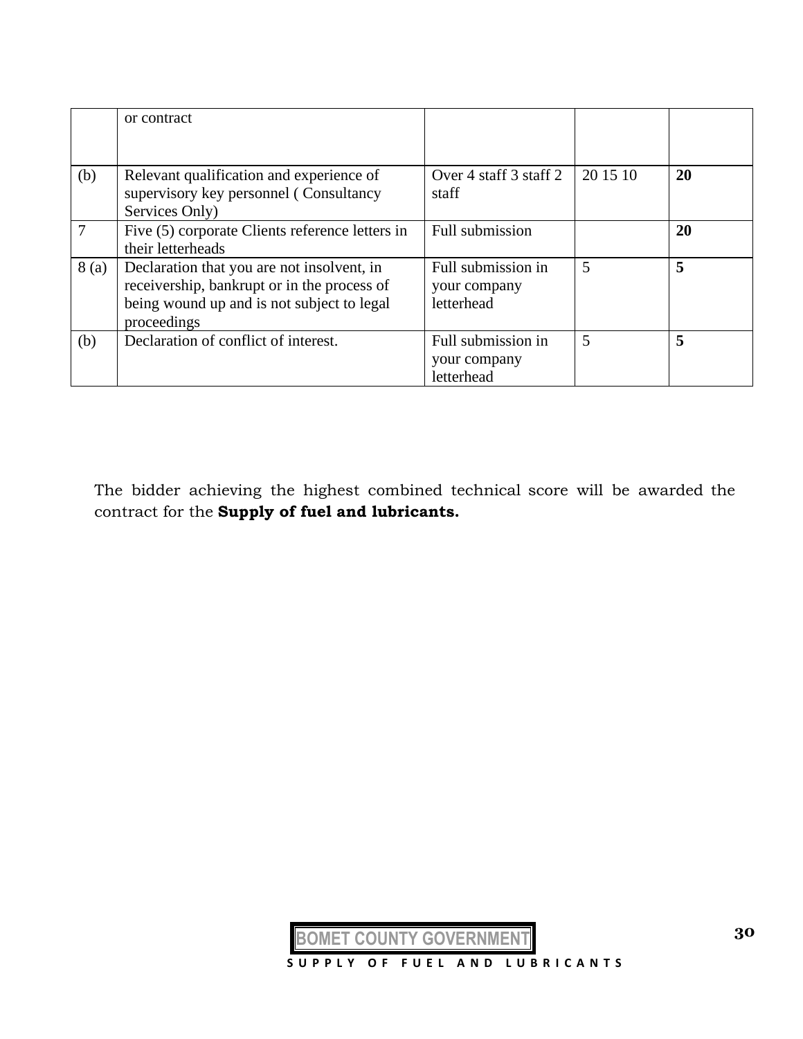| | | | | |
|---|---|---|---|---|
| | or contract | | | |
| (b) | Relevant qualification and experience of supervisory key personnel ( Consultancy Services Only) | Over 4 staff 3 staff 2 staff | 20 15 10 | **20** |
| 7 | Five (5) corporate Clients reference letters in their letterheads | Full submission | | **20** |
| 8 (a) | Declaration that you are not insolvent, in receivership, bankrupt or in the process of being wound up and is not subject to legal proceedings | Full submission in your company letterhead | 5 | **5** |
| (b) | Declaration of conflict of interest. | Full submission in your company letterhead | 5 | **5** |

The bidder achieving the highest combined technical score will be awarded the contract for the **Supply of fuel and lubricants.**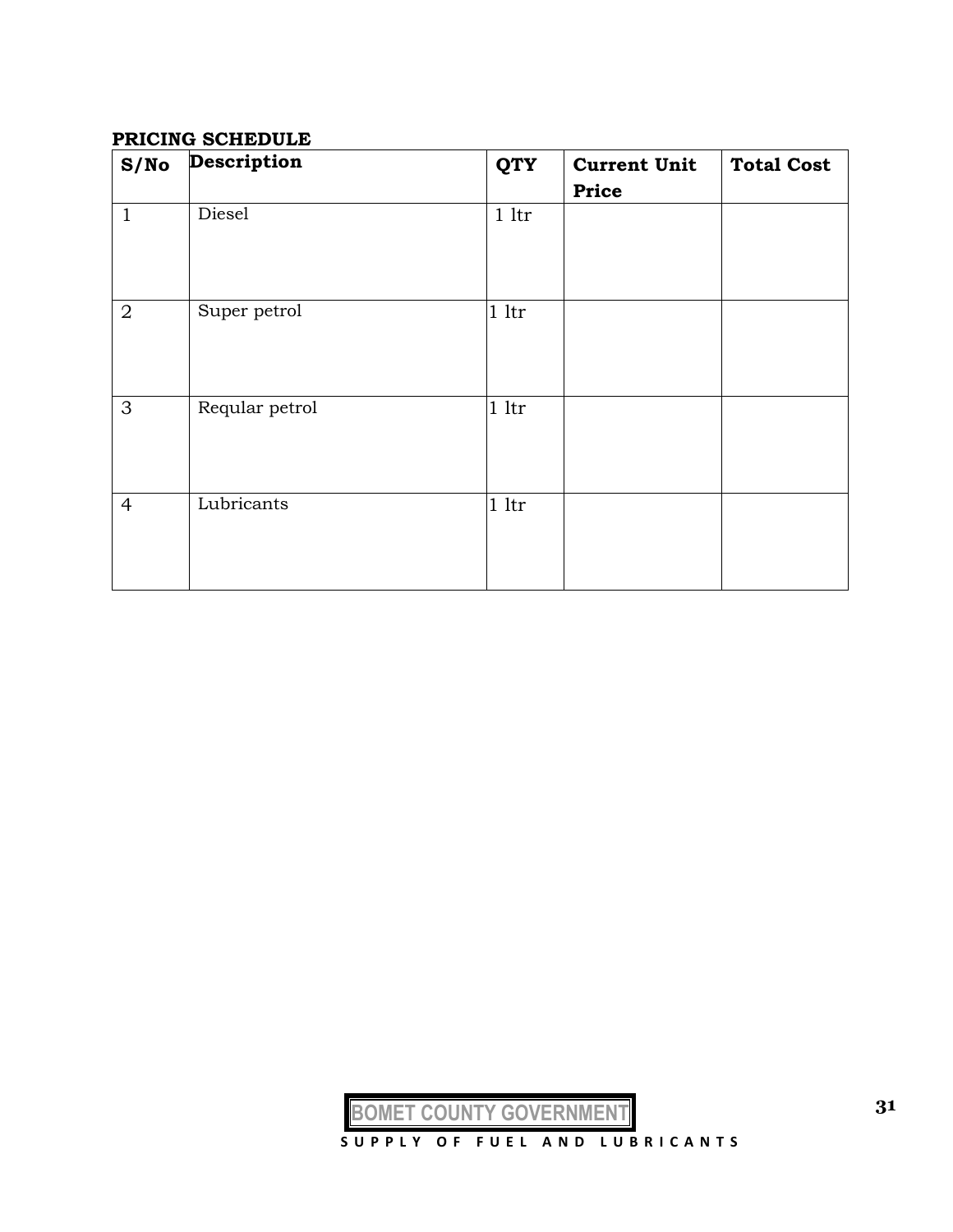**PRICING SCHEDULE**

| S/No | Description | QTY | Current Unit Price | Total Cost |
|---|---|---|---|---|
| 1 | Diesel | 1 ltr | | |
| 2 | Super petrol | 1 ltr | | |
| 3 | Reqular petrol | 1 ltr | | |
| 4 | Lubricants | 1 ltr | | |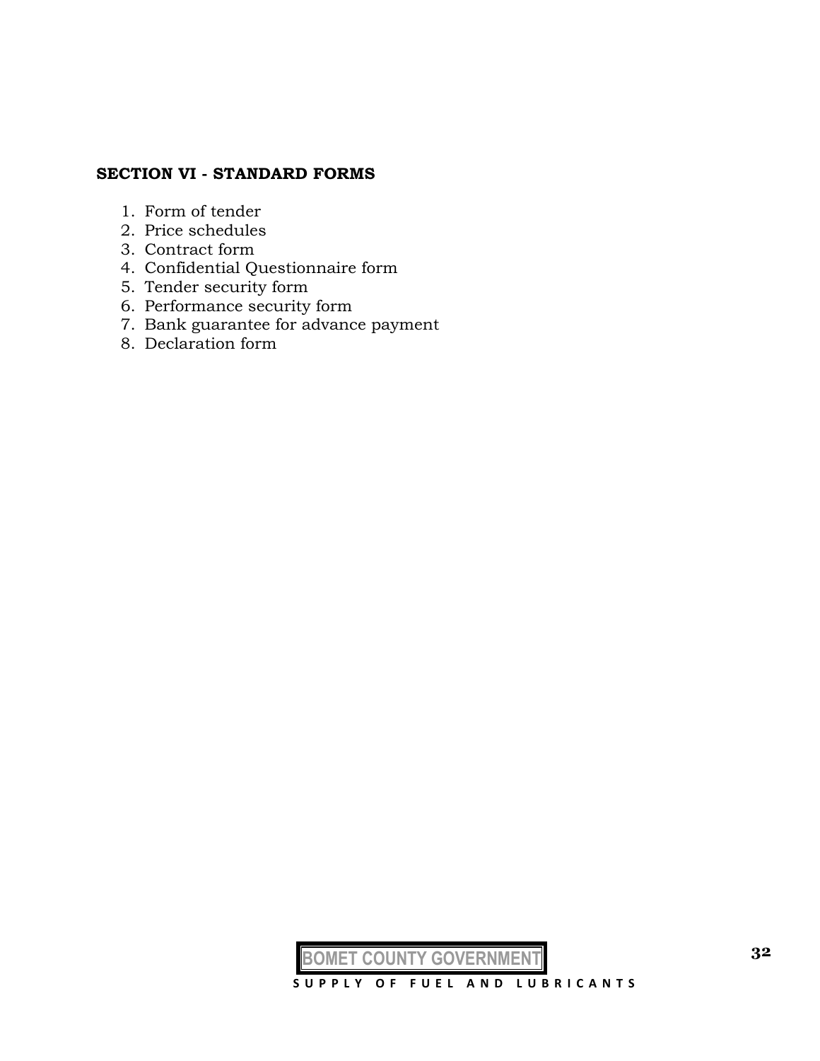## SECTION VI - STANDARD FORMS

1. Form of tender
2. Price schedules
3. Contract form
4. Confidential Questionnaire form
5. Tender security form
6. Performance security form
7. Bank guarantee for advance payment
8. Declaration form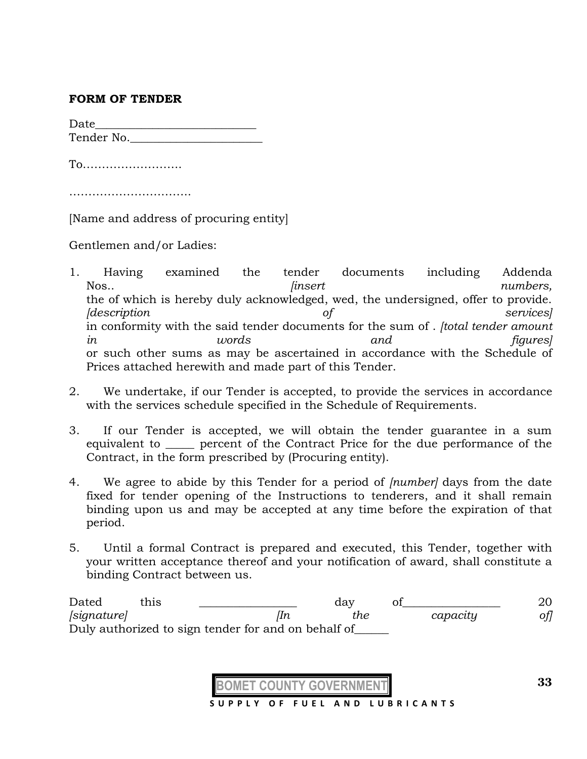**FORM OF TENDER**

Date___________________________
Tender No.______________________

To……………………..

…………………………..

[Name and address of procuring entity]

Gentlemen and/or Ladies:

1. Having examined the tender documents including Addenda Nos.. *[insert numbers,* the of which is hereby duly acknowledged, wed, the undersigned, offer to provide. *[description of services]* in conformity with the said tender documents for the sum of . *[total tender amount in words and figures]* or such other sums as may be ascertained in accordance with the Schedule of Prices attached herewith and made part of this Tender.

2. We undertake, if our Tender is accepted, to provide the services in accordance with the services schedule specified in the Schedule of Requirements.

3. If our Tender is accepted, we will obtain the tender guarantee in a sum equivalent to _____ percent of the Contract Price for the due performance of the Contract, in the form prescribed by (Procuring entity).

4. We agree to abide by this Tender for a period of *[number]* days from the date fixed for tender opening of the Instructions to tenderers, and it shall remain binding upon us and may be accepted at any time before the expiration of that period.

5. Until a formal Contract is prepared and executed, this Tender, together with your written acceptance thereof and your notification of award, shall constitute a binding Contract between us.

Dated this ________________ day of________________ 20
*[signature] [In the capacity of]*
Duly authorized to sign tender for and on behalf of______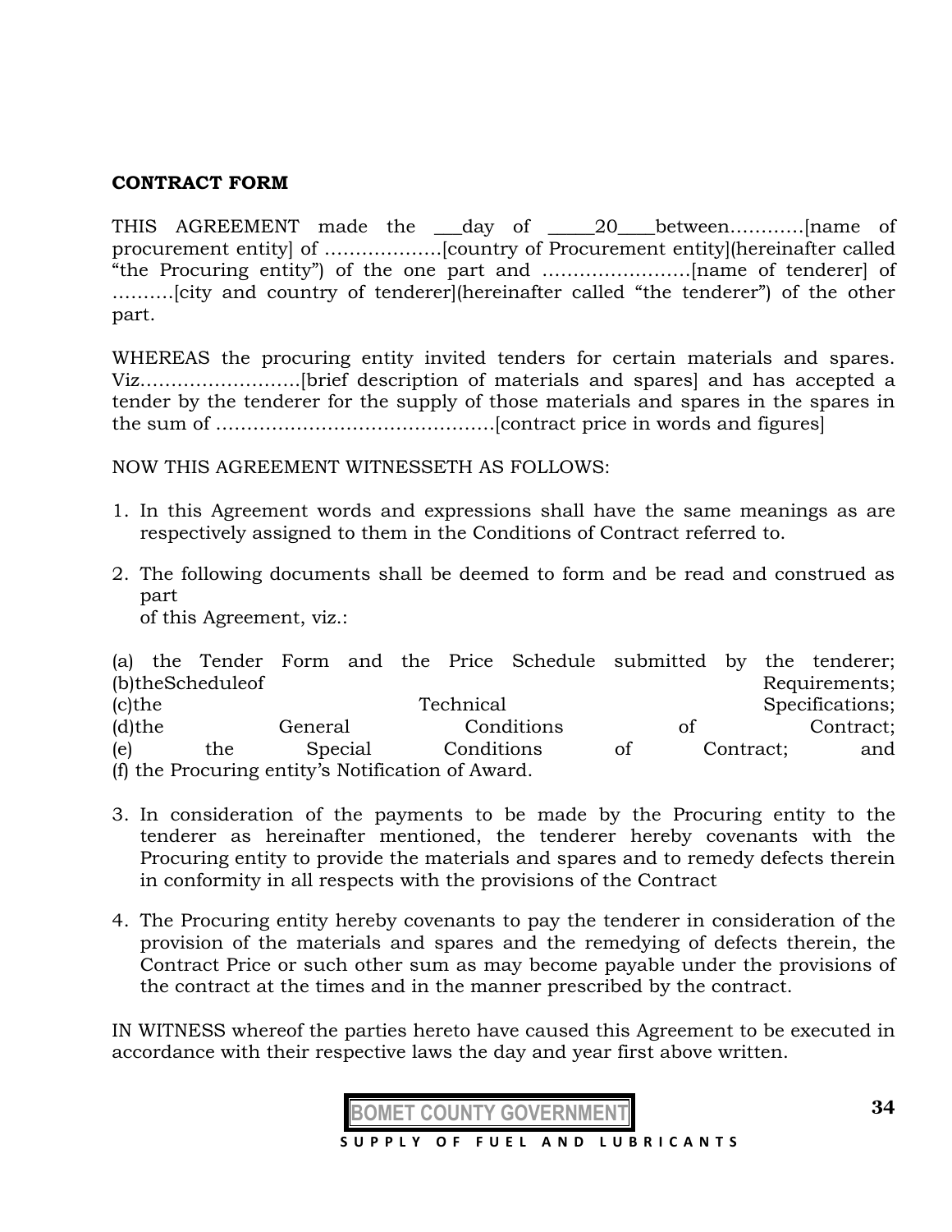**CONTRACT FORM**

THIS AGREEMENT made the ___day of _____20____between…………[name of procurement entity] of ……………….[country of Procurement entity](hereinafter called "the Procuring entity") of the one part and ……………………[name of tenderer] of ……….[city and country of tenderer](hereinafter called "the tenderer") of the other part.

WHEREAS the procuring entity invited tenders for certain materials and spares. Viz……………………..[brief description of materials and spares] and has accepted a tender by the tenderer for the supply of those materials and spares in the spares in the sum of ………………………………………[contract price in words and figures]

NOW THIS AGREEMENT WITNESSETH AS FOLLOWS:

1. In this Agreement words and expressions shall have the same meanings as are respectively assigned to them in the Conditions of Contract referred to.

2. The following documents shall be deemed to form and be read and construed as part of this Agreement, viz.:

(a) the Tender Form and the Price Schedule submitted by the tenderer;
(b)theScheduleof Requirements;
(c)the Technical Specifications;
(d)the General Conditions of Contract;
(e) the Special Conditions of Contract; and
(f) the Procuring entity's Notification of Award.

3. In consideration of the payments to be made by the Procuring entity to the tenderer as hereinafter mentioned, the tenderer hereby covenants with the Procuring entity to provide the materials and spares and to remedy defects therein in conformity in all respects with the provisions of the Contract

4. The Procuring entity hereby covenants to pay the tenderer in consideration of the provision of the materials and spares and the remedying of defects therein, the Contract Price or such other sum as may become payable under the provisions of the contract at the times and in the manner prescribed by the contract.

IN WITNESS whereof the parties hereto have caused this Agreement to be executed in accordance with their respective laws the day and year first above written.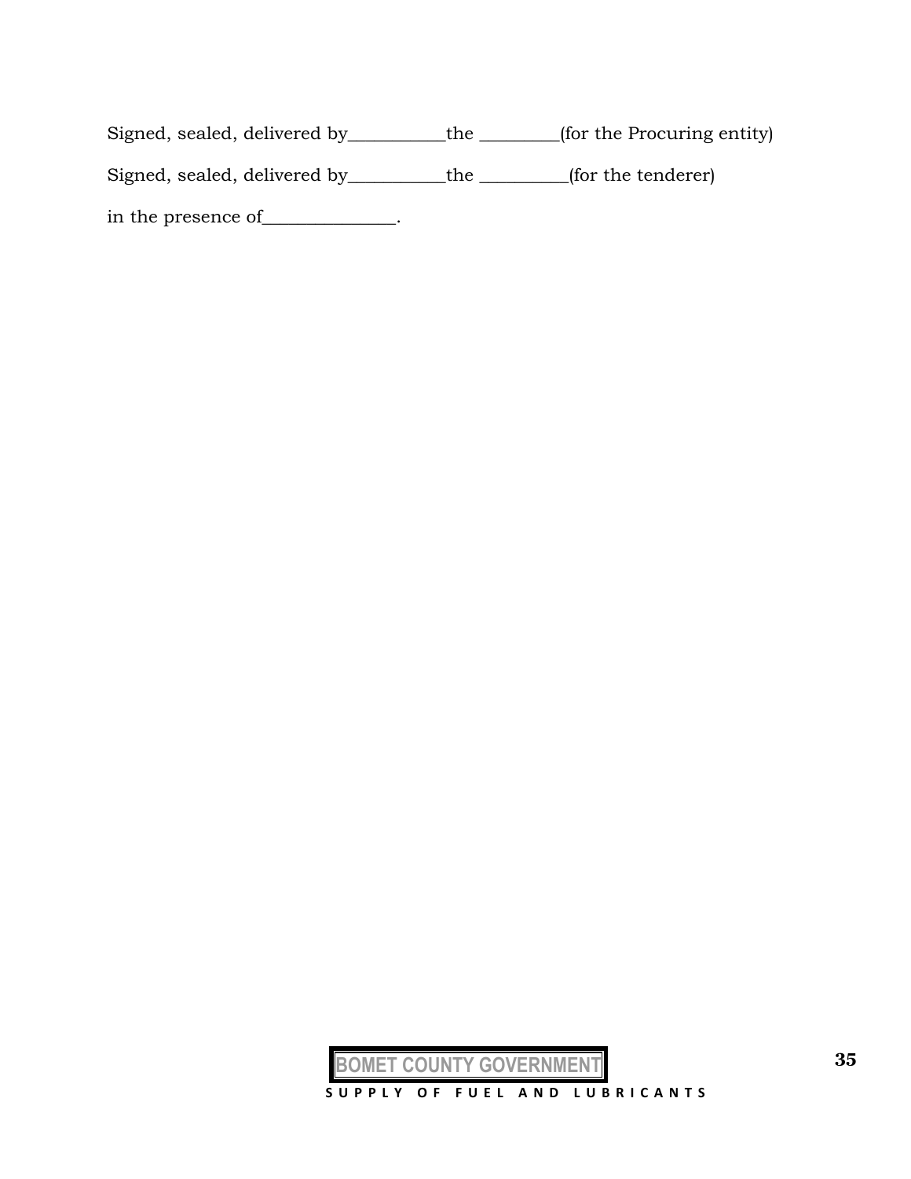Signed, sealed, delivered by___________the _________(for the Procuring entity)

Signed, sealed, delivered by___________the __________(for the tenderer)

in the presence of_______________.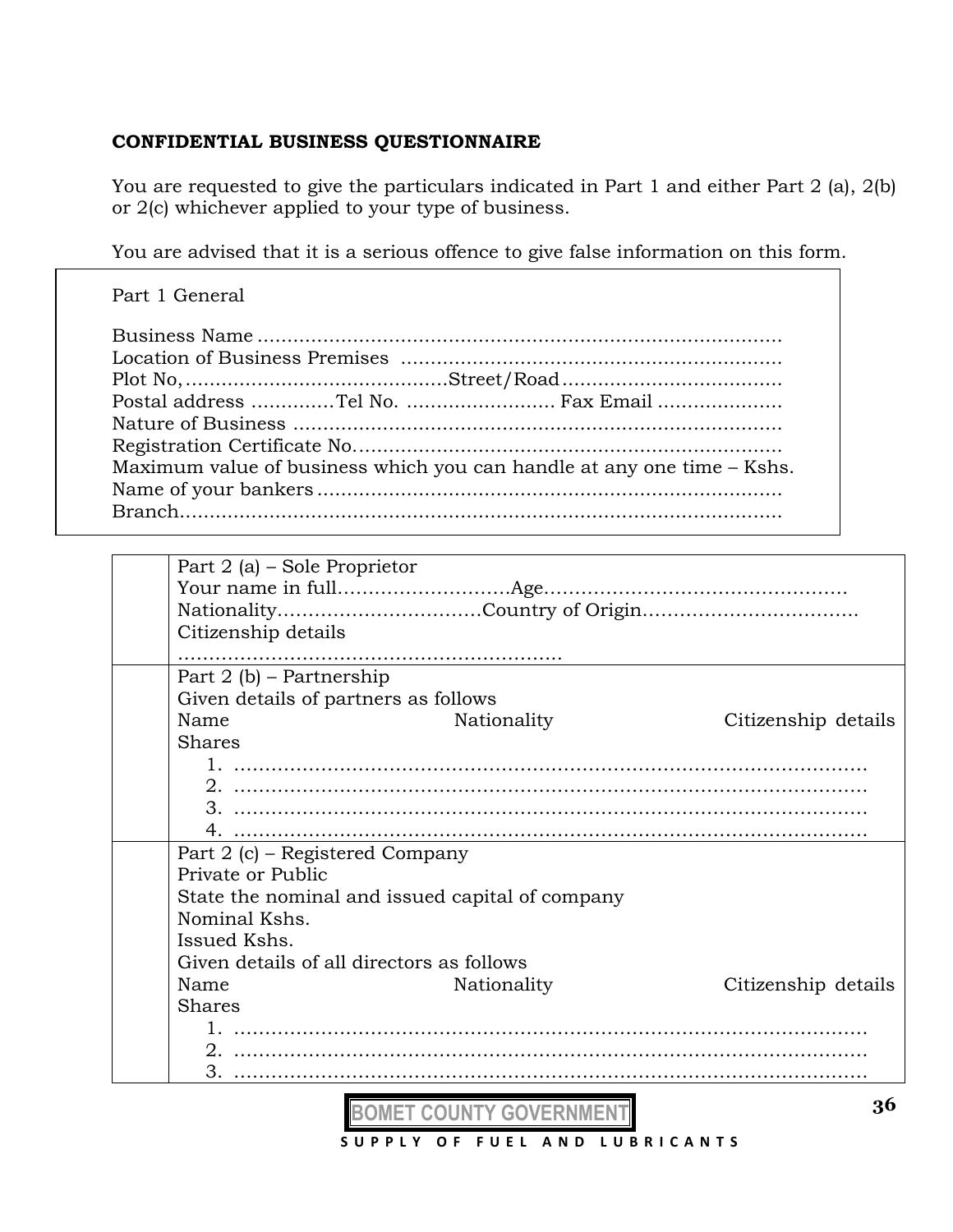**CONFIDENTIAL BUSINESS QUESTIONNAIRE**

You are requested to give the particulars indicated in Part 1 and either Part 2 (a), 2(b) or 2(c) whichever applied to your type of business.

You are advised that it is a serious offence to give false information on this form.

Part 1 General

Business Name …………………………………………………………………………
Location of Business Premises ………………………………………………………
Plot No,……………………………………Street/Road………………………………
Postal address ………….Tel No. ……………………. Fax Email …………………
Nature of Business ……………………………………………………………………
Registration Certificate No……………………………………………………………
Maximum value of business which you can handle at any one time – Kshs.
Name of your bankers …………………………………………………………………
Branch……………………………………………………………………………………

| | |
|---|---|
| | Part 2 (a) – Sole Proprietor<br>Your name in full………………………Age…………………………………………<br>Nationality……………………………Country of Origin……………………………<br>Citizenship details<br>……………………………………………………. |
| | Part 2 (b) – Partnership<br>Given details of partners as follows<br>Name Nationality Citizenship details Shares<br>1. ……………………………………………………………………………………<br>2. ……………………………………………………………………………………<br>3. ……………………………………………………………………………………<br>4. …………………………………………………………………………………… |
| | Part 2 (c) – Registered Company<br>Private or Public<br>State the nominal and issued capital of company<br>Nominal Kshs.<br>Issued Kshs.<br>Given details of all directors as follows<br>Name Nationality Citizenship details Shares<br>1. ……………………………………………………………………………………<br>2. ……………………………………………………………………………………<br>3. …………………………………………………………………………………… |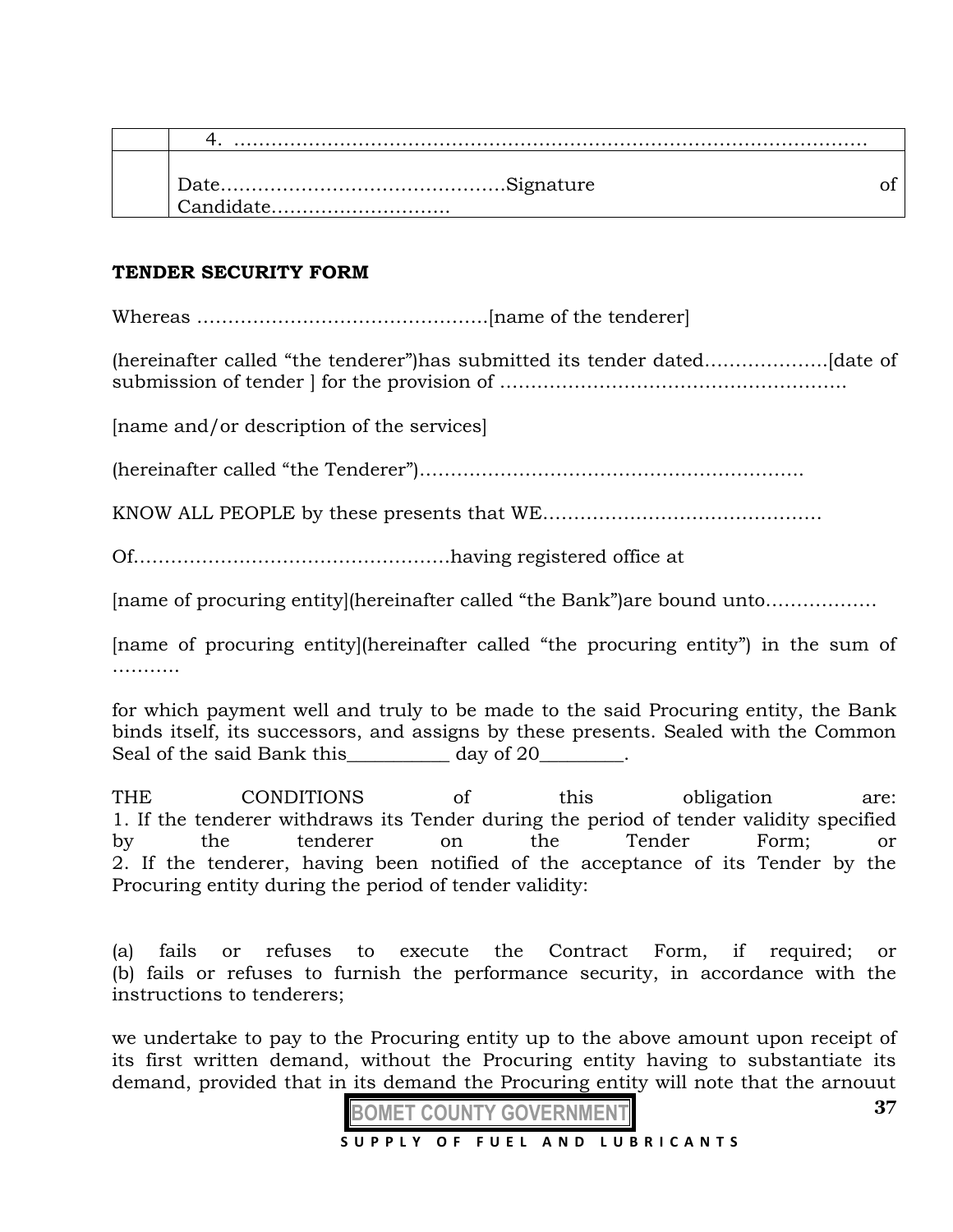| | 4. ………………………………………………………………………………………… |
|---|---|
| | Date………………………………………Signature of Candidate………………………. |

**TENDER SECURITY FORM**

Whereas ………………………………………..[name of the tenderer]

(hereinafter called "the tenderer")has submitted its tender dated………………..[date of submission of tender ] for the provision of ………………………………………………..

[name and/or description of the services]

(hereinafter called "the Tenderer")……………………………………………………..

KNOW ALL PEOPLE by these presents that WE………………………………………

Of…………………………………………..having registered office at

[name of procuring entity](hereinafter called "the Bank")are bound unto………………

[name of procuring entity](hereinafter called "the procuring entity") in the sum of ………..

for which payment well and truly to be made to the said Procuring entity, the Bank binds itself, its successors, and assigns by these presents. Sealed with the Common Seal of the said Bank this__________ day of 20________.

THE CONDITIONS of this obligation are:
1. If the tenderer withdraws its Tender during the period of tender validity specified by the tenderer on the Tender Form; or
2. If the tenderer, having been notified of the acceptance of its Tender by the Procuring entity during the period of tender validity:

(a) fails or refuses to execute the Contract Form, if required; or
(b) fails or refuses to furnish the performance security, in accordance with the instructions to tenderers;

we undertake to pay to the Procuring entity up to the above amount upon receipt of its first written demand, without the Procuring entity having to substantiate its demand, provided that in its demand the Procuring entity will note that the arnouut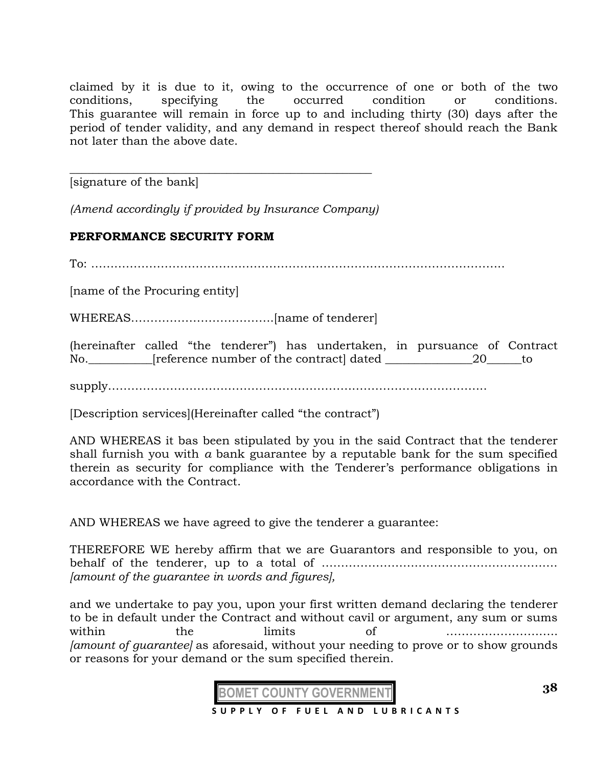claimed by it is due to it, owing to the occurrence of one or both of the two conditions, specifying the occurred condition or conditions. This guarantee will remain in force up to and including thirty (30) days after the period of tender validity, and any demand in respect thereof should reach the Bank not later than the above date.

_____________________________________________________

[signature of the bank]

*(Amend accordingly if provided by Insurance Company)*

**PERFORMANCE SECURITY FORM**

To: ……………………………………………………………………………………………

[name of the Procuring entity]

WHEREAS……………………………….[name of tenderer]

(hereinafter called "the tenderer") has undertaken, in pursuance of Contract No.___________[reference number of the contract] dated _______________20______to

supply……………………………………………………………………………………

[Description services](Hereinafter called "the contract")

AND WHEREAS it bas been stipulated by you in the said Contract that the tenderer shall furnish you with *a* bank guarantee by a reputable bank for the sum specified therein as security for compliance with the Tenderer's performance obligations in accordance with the Contract.

AND WHEREAS we have agreed to give the tenderer a guarantee:

THEREFORE WE hereby affirm that we are Guarantors and responsible to you, on behalf of the tenderer, up to a total of ……………………………………………………. *[amount of the guarantee in words and figures],*

and we undertake to pay you, upon your first written demand declaring the tenderer to be in default under the Contract and without cavil or argument, any sum or sums within the limits of ………………………. *[amount of guarantee]* as aforesaid, without your needing to prove or to show grounds or reasons for your demand or the sum specified therein.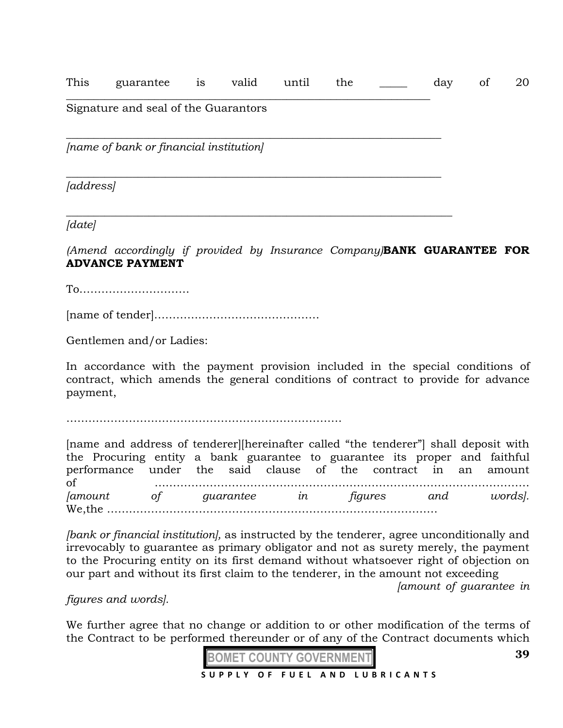This guarantee is valid until the _____ day of 20 ___________________________________________________________________

Signature and seal of the Guarantors

_____________________________________________________________________

*[name of bank or financial institution]*

_____________________________________________________________________

*[address]*

_______________________________________________________________________

*[date]*

*(Amend accordingly if provided by Insurance Company)***BANK GUARANTEE FOR ADVANCE PAYMENT**

To…………………………

[name of tender]………………………………………

Gentlemen and/or Ladies:

In accordance with the payment provision included in the special conditions of contract, which amends the general conditions of contract to provide for advance payment,

…………………………………………………………………

[name and address of tenderer][hereinafter called "the tenderer"] shall deposit with the Procuring entity a bank guarantee to guarantee its proper and faithful performance under the said clause of the contract in an amount of ……………………………………………………………………………………… *[amount of guarantee in figures and words].* We,the ………………………………………………………………………………

*[bank or financial institution],* as instructed by the tenderer, agree unconditionally and irrevocably to guarantee as primary obligator and not as surety merely, the payment to the Procuring entity on its first demand without whatsoever right of objection on our part and without its first claim to the tenderer, in the amount not exceeding *[amount of guarantee in figures and words].*

We further agree that no change or addition to or other modification of the terms of the Contract to be performed thereunder or of any of the Contract documents which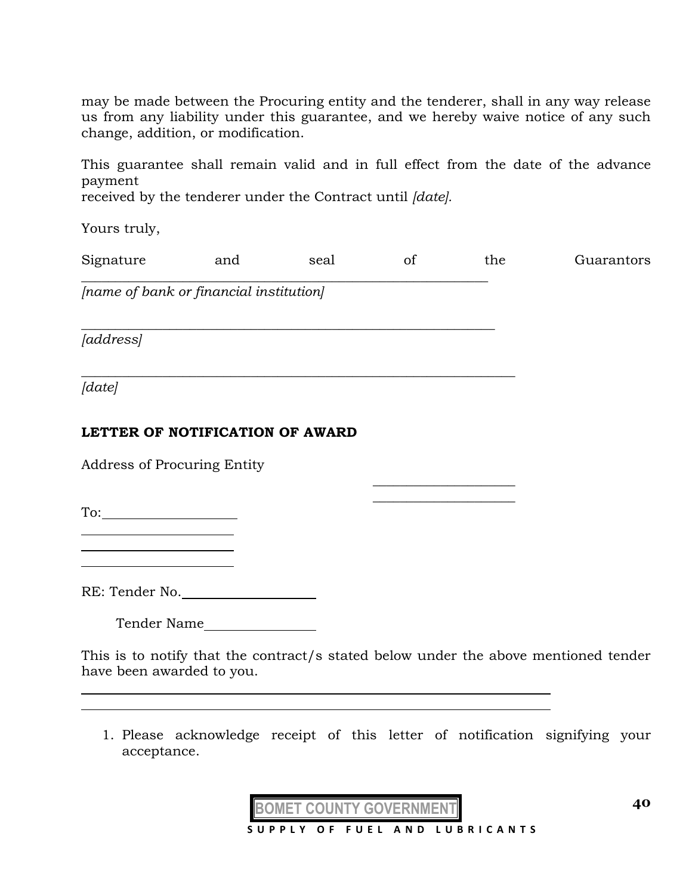may be made between the Procuring entity and the tenderer, shall in any way release us from any liability under this guarantee, and we hereby waive notice of any such change, addition, or modification.

This guarantee shall remain valid and in full effect from the date of the advance payment
received by the tenderer under the Contract until *[date]*.

Yours truly,

Signature and seal of the Guarantors
_____________________________________________________________

*[name of bank or financial institution]*

_____________________________________________________________

*[address]*

_____________________________________________________________

*[date]*

**LETTER OF NOTIFICATION OF AWARD**

Address of Procuring Entity

_____________________
_____________________

To:___________________

______________________
______________________
______________________

RE: Tender No.___________________

Tender Name_______________

This is to notify that the contract/s stated below under the above mentioned tender have been awarded to you.

_____________________________________________________________________
_____________________________________________________________________

1. Please acknowledge receipt of this letter of notification signifying your acceptance.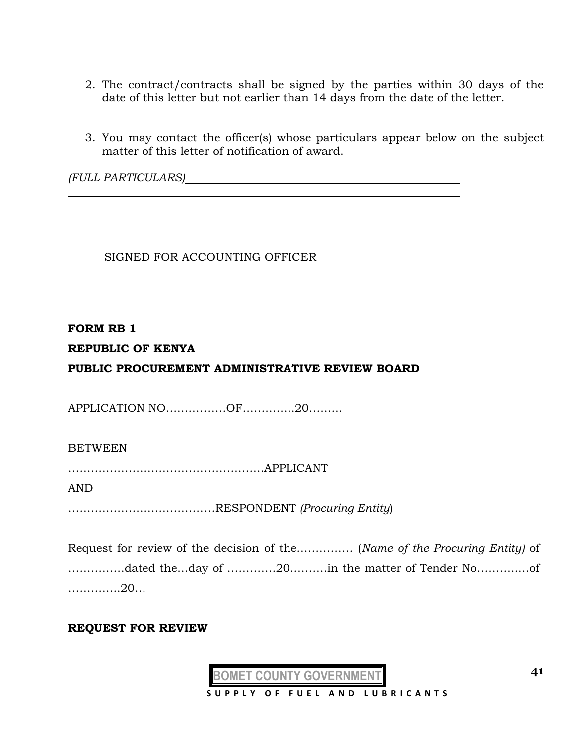2. The contract/contracts shall be signed by the parties within 30 days of the date of this letter but not earlier than 14 days from the date of the letter.

3. You may contact the officer(s) whose particulars appear below on the subject matter of this letter of notification of award.

*(FULL PARTICULARS)*\_\_\_\_\_\_\_\_\_\_\_\_\_\_\_\_\_\_\_\_\_\_\_\_\_\_\_\_\_\_\_\_\_\_\_\_\_\_\_\_\_\_\_\_

\_\_\_\_\_\_\_\_\_\_\_\_\_\_\_\_\_\_\_\_\_\_\_\_\_\_\_\_\_\_\_\_\_\_\_\_\_\_\_\_\_\_\_\_\_\_\_\_\_\_\_\_\_\_\_\_\_\_\_\_

SIGNED FOR ACCOUNTING OFFICER

**FORM RB 1**

**REPUBLIC OF KENYA**

**PUBLIC PROCUREMENT ADMINISTRATIVE REVIEW BOARD**

APPLICATION NO…………….OF………….20………

BETWEEN

…………………………………………….APPLICANT

AND

…………………………………RESPONDENT *(Procuring Entity*)

Request for review of the decision of the…………… (*Name of the Procuring Entity)* of ……………dated the…day of ………….20……….in the matter of Tender No………….of …………..20…

**REQUEST FOR REVIEW**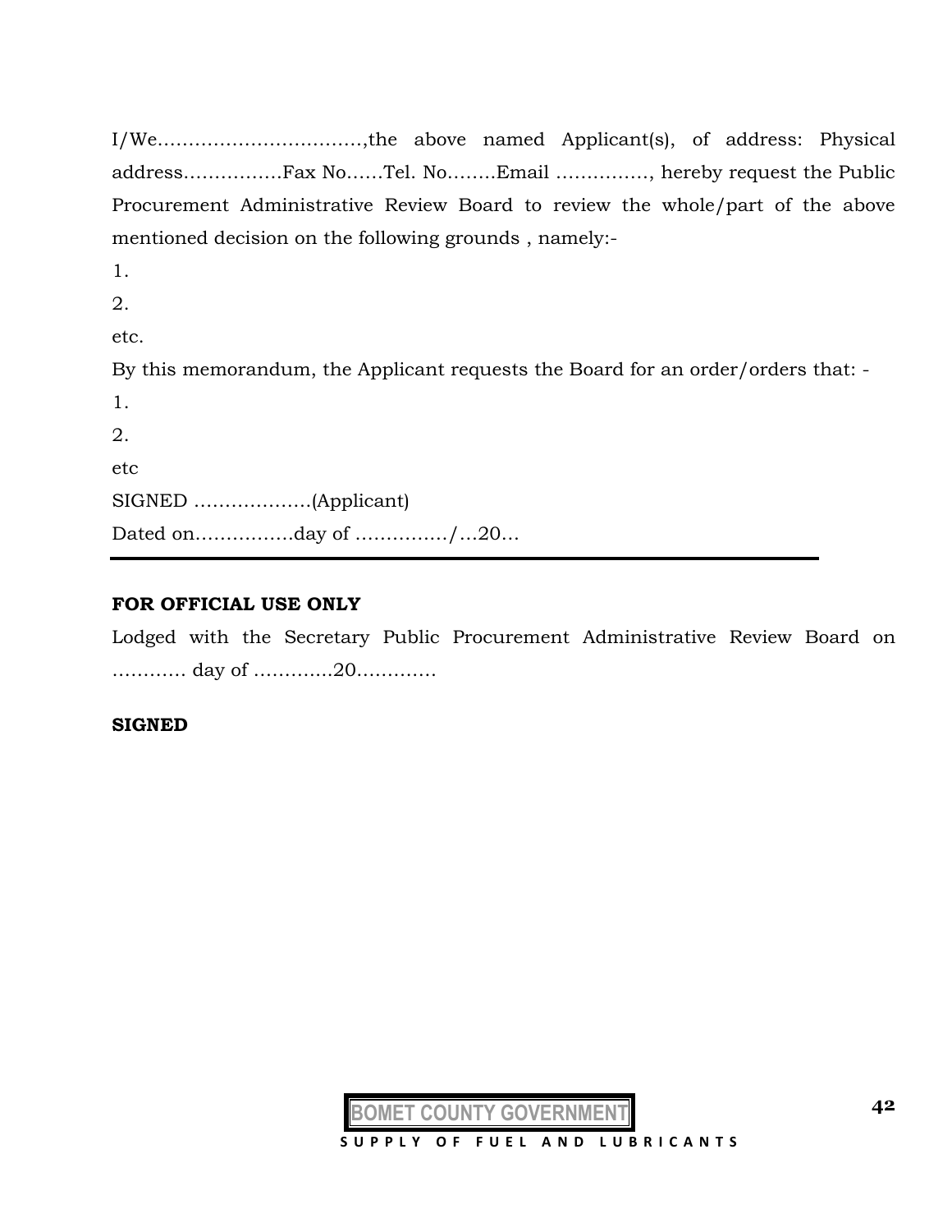I/We……………………………,the above named Applicant(s), of address: Physical address……………Fax No……Tel. No……..Email ……………, hereby request the Public Procurement Administrative Review Board to review the whole/part of the above mentioned decision on the following grounds , namely:-

1.

2.

etc.

By this memorandum, the Applicant requests the Board for an order/orders that: -

1.

2.

etc

SIGNED ……………….(Applicant)

Dated on…………….day of ……………/…20…

---

**FOR OFFICIAL USE ONLY**

Lodged with the Secretary Public Procurement Administrative Review Board on ………… day of ………....20….………

**SIGNED**